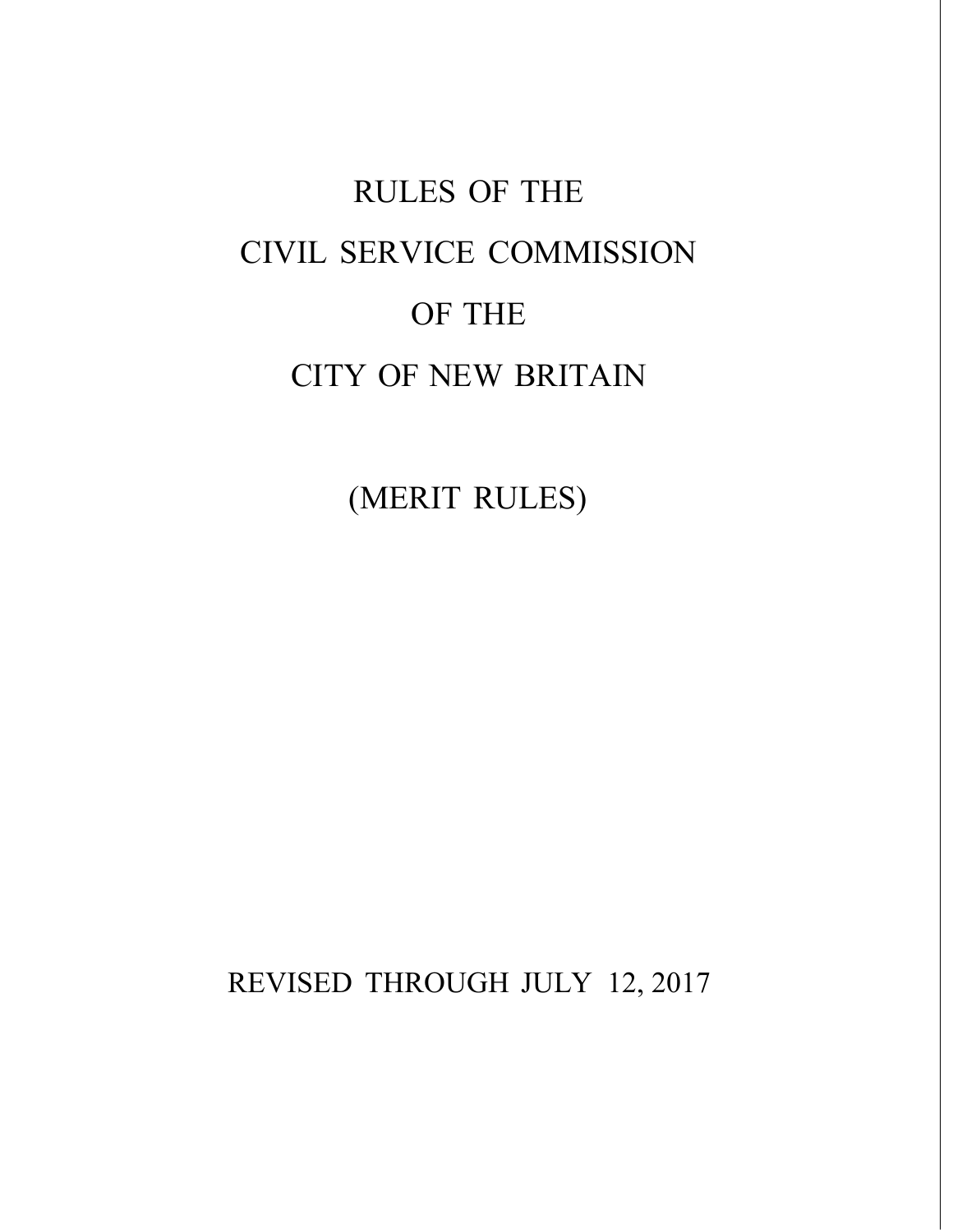# RULES OF THE
# CIVIL SERVICE COMMISSION
# OF THE
# CITY OF NEW BRITAIN

## (MERIT RULES)

REVISED THROUGH JULY 12, 2017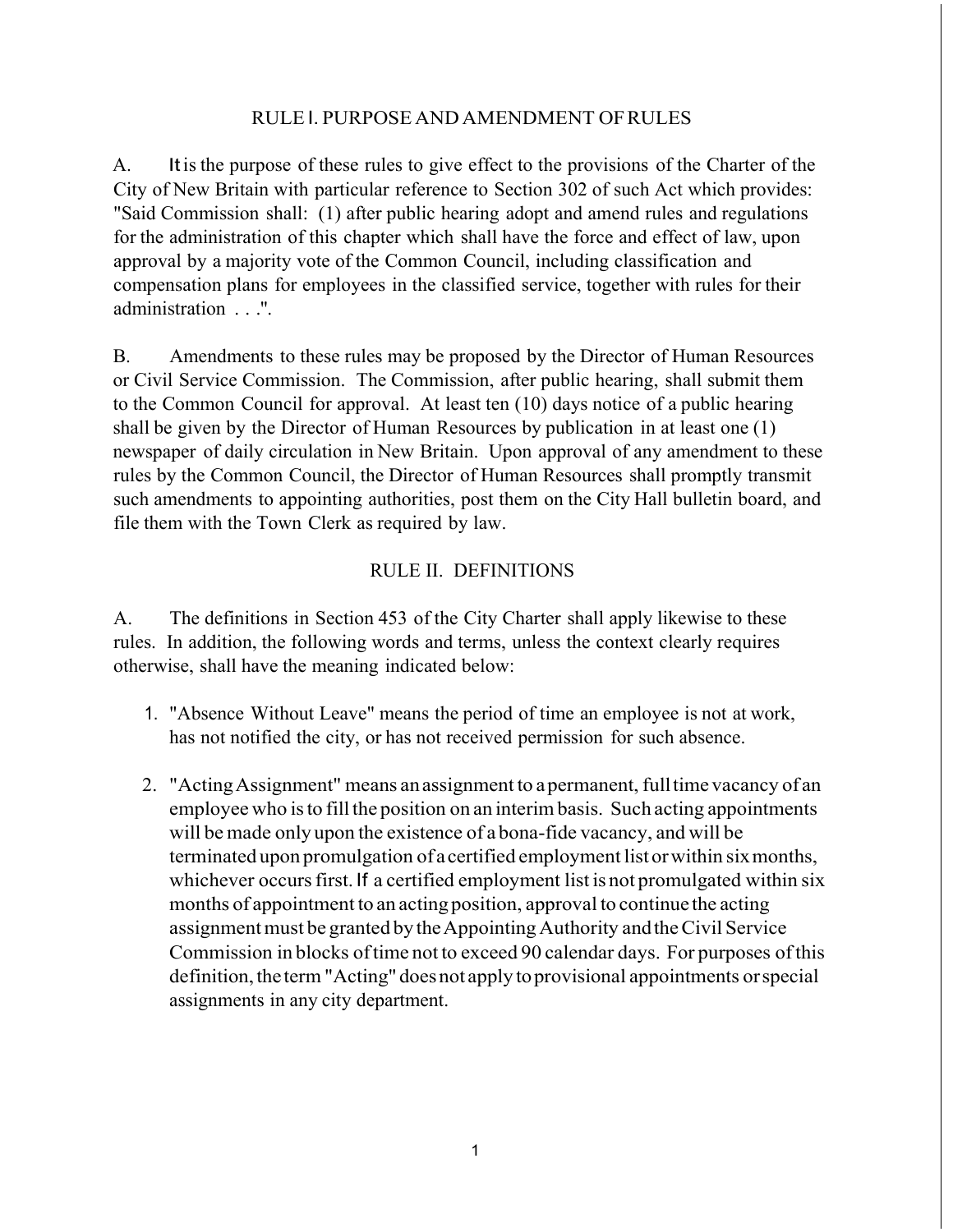## RULE I. PURPOSE AND AMENDMENT OF RULES

A. It is the purpose of these rules to give effect to the provisions of the Charter of the City of New Britain with particular reference to Section 302 of such Act which provides: "Said Commission shall: (1) after public hearing adopt and amend rules and regulations for the administration of this chapter which shall have the force and effect of law, upon approval by a majority vote of the Common Council, including classification and compensation plans for employees in the classified service, together with rules for their administration . . .".

B. Amendments to these rules may be proposed by the Director of Human Resources or Civil Service Commission. The Commission, after public hearing, shall submit them to the Common Council for approval. At least ten (10) days notice of a public hearing shall be given by the Director of Human Resources by publication in at least one (1) newspaper of daily circulation in New Britain. Upon approval of any amendment to these rules by the Common Council, the Director of Human Resources shall promptly transmit such amendments to appointing authorities, post them on the City Hall bulletin board, and file them with the Town Clerk as required by law.

## RULE II. DEFINITIONS

A. The definitions in Section 453 of the City Charter shall apply likewise to these rules. In addition, the following words and terms, unless the context clearly requires otherwise, shall have the meaning indicated below:

1. "Absence Without Leave" means the period of time an employee is not at work, has not notified the city, or has not received permission for such absence.

2. "Acting Assignment" means an assignment to a permanent, full time vacancy of an employee who is to fill the position on an interim basis. Such acting appointments will be made only upon the existence of a bona-fide vacancy, and will be terminated upon promulgation of a certified employment list or within six months, whichever occurs first. If a certified employment list is not promulgated within six months of appointment to an acting position, approval to continue the acting assignment must be granted by the Appointing Authority and the Civil Service Commission in blocks of time not to exceed 90 calendar days. For purposes of this definition, the term "Acting" does not apply to provisional appointments or special assignments in any city department.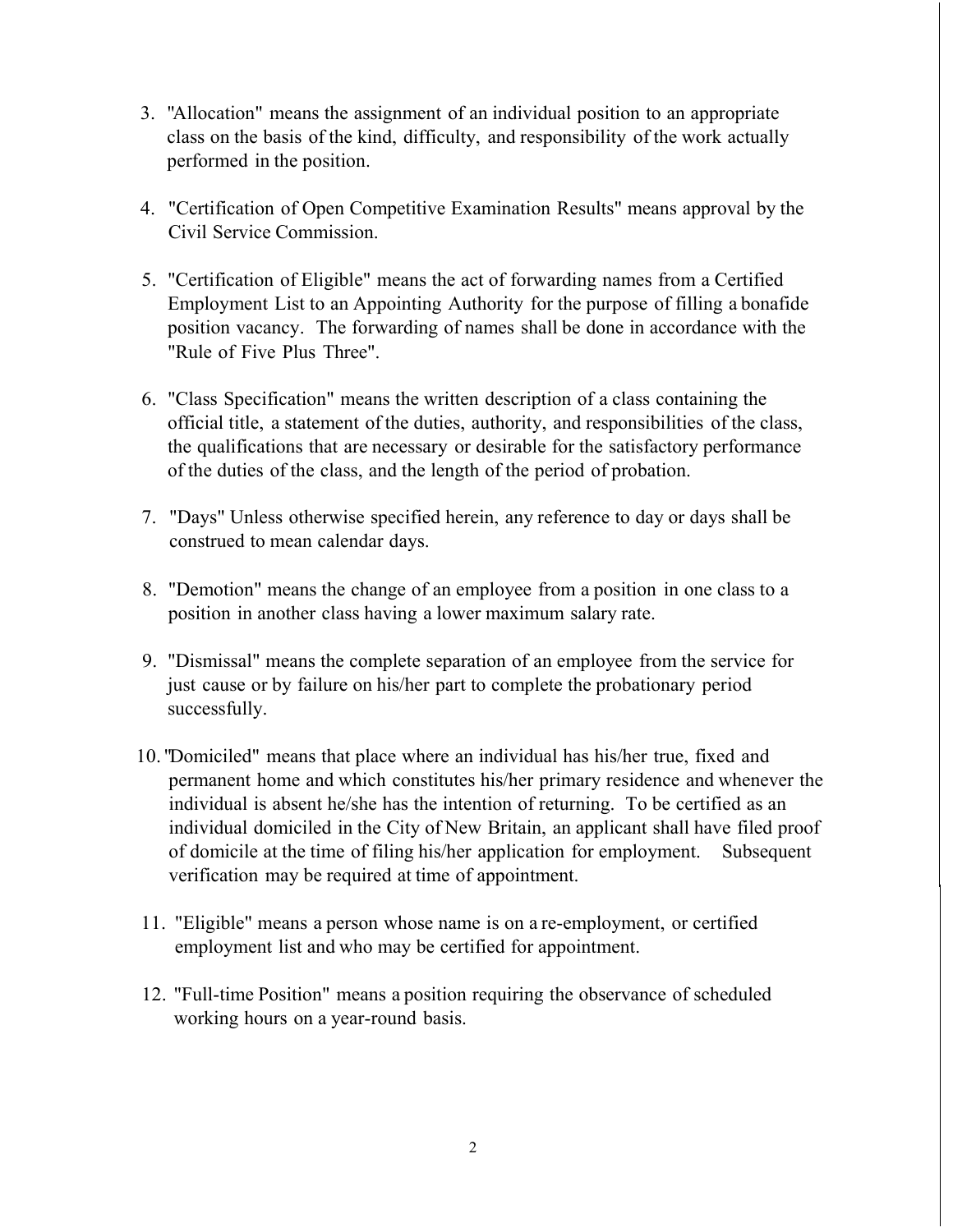3. "Allocation" means the assignment of an individual position to an appropriate class on the basis of the kind, difficulty, and responsibility of the work actually performed in the position.

4. "Certification of Open Competitive Examination Results" means approval by the Civil Service Commission.

5. "Certification of Eligible" means the act of forwarding names from a Certified Employment List to an Appointing Authority for the purpose of filling a bonafide position vacancy. The forwarding of names shall be done in accordance with the "Rule of Five Plus Three".

6. "Class Specification" means the written description of a class containing the official title, a statement of the duties, authority, and responsibilities of the class, the qualifications that are necessary or desirable for the satisfactory performance of the duties of the class, and the length of the period of probation.

7. "Days" Unless otherwise specified herein, any reference to day or days shall be construed to mean calendar days.

8. "Demotion" means the change of an employee from a position in one class to a position in another class having a lower maximum salary rate.

9. "Dismissal" means the complete separation of an employee from the service for just cause or by failure on his/her part to complete the probationary period successfully.

10. "Domiciled" means that place where an individual has his/her true, fixed and permanent home and which constitutes his/her primary residence and whenever the individual is absent he/she has the intention of returning. To be certified as an individual domiciled in the City of New Britain, an applicant shall have filed proof of domicile at the time of filing his/her application for employment. Subsequent verification may be required at time of appointment.

11. "Eligible" means a person whose name is on a re-employment, or certified employment list and who may be certified for appointment.

12. "Full-time Position" means a position requiring the observance of scheduled working hours on a year-round basis.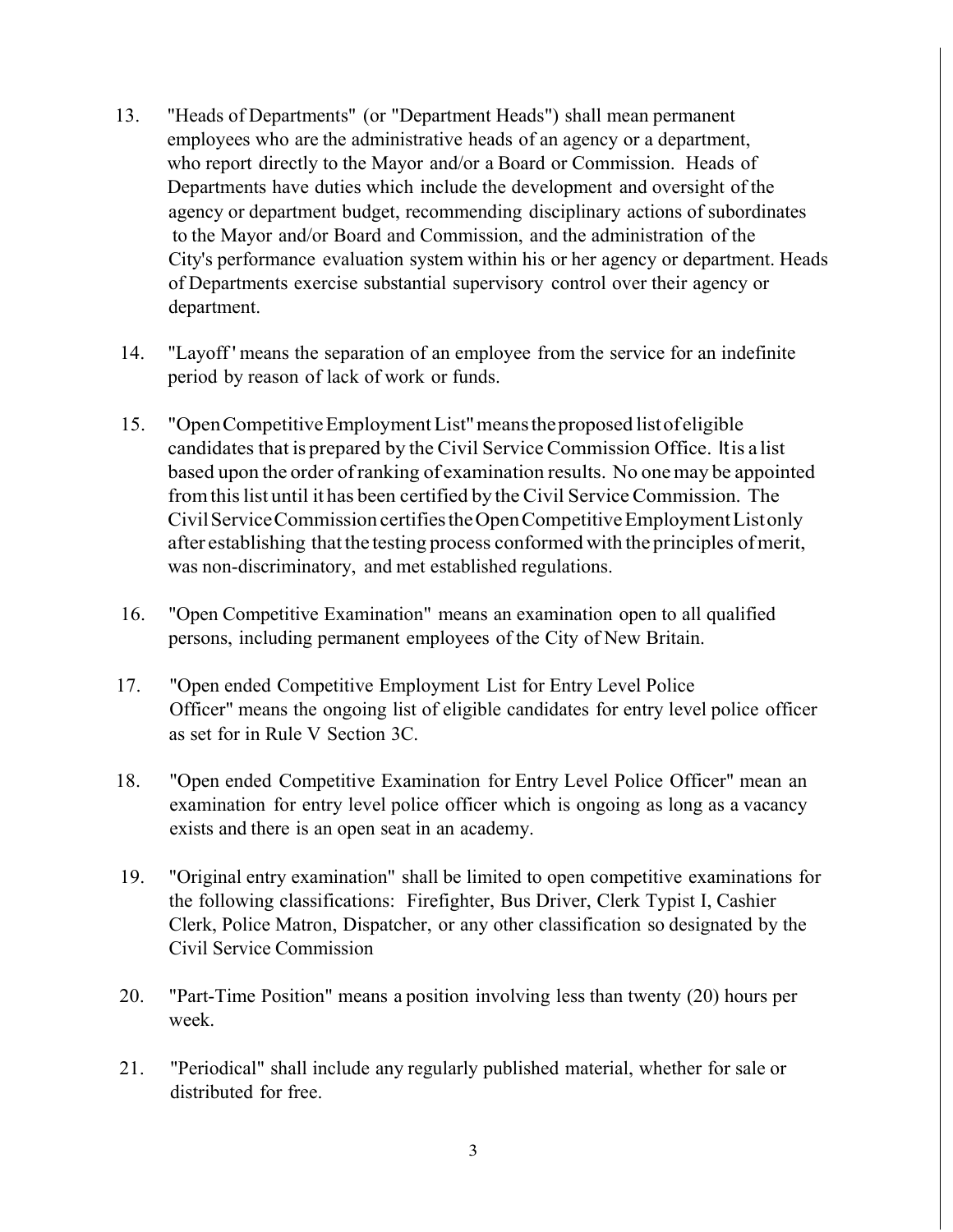13. "Heads of Departments" (or "Department Heads") shall mean permanent employees who are the administrative heads of an agency or a department, who report directly to the Mayor and/or a Board or Commission. Heads of Departments have duties which include the development and oversight of the agency or department budget, recommending disciplinary actions of subordinates to the Mayor and/or Board and Commission, and the administration of the City's performance evaluation system within his or her agency or department. Heads of Departments exercise substantial supervisory control over their agency or department.

14. "Layoff' means the separation of an employee from the service for an indefinite period by reason of lack of work or funds.

15. "Open Competitive Employment List" means the proposed list of eligible candidates that is prepared by the Civil Service Commission Office. It is a list based upon the order of ranking of examination results. No one may be appointed from this list until it has been certified by the Civil Service Commission. The Civil Service Commission certifies the Open Competitive Employment List only after establishing that the testing process conformed with the principles of merit, was non-discriminatory, and met established regulations.

16. "Open Competitive Examination" means an examination open to all qualified persons, including permanent employees of the City of New Britain.

17. "Open ended Competitive Employment List for Entry Level Police Officer" means the ongoing list of eligible candidates for entry level police officer as set for in Rule V Section 3C.

18. "Open ended Competitive Examination for Entry Level Police Officer" mean an examination for entry level police officer which is ongoing as long as a vacancy exists and there is an open seat in an academy.

19. "Original entry examination" shall be limited to open competitive examinations for the following classifications: Firefighter, Bus Driver, Clerk Typist I, Cashier Clerk, Police Matron, Dispatcher, or any other classification so designated by the Civil Service Commission

20. "Part-Time Position" means a position involving less than twenty (20) hours per week.

21. "Periodical" shall include any regularly published material, whether for sale or distributed for free.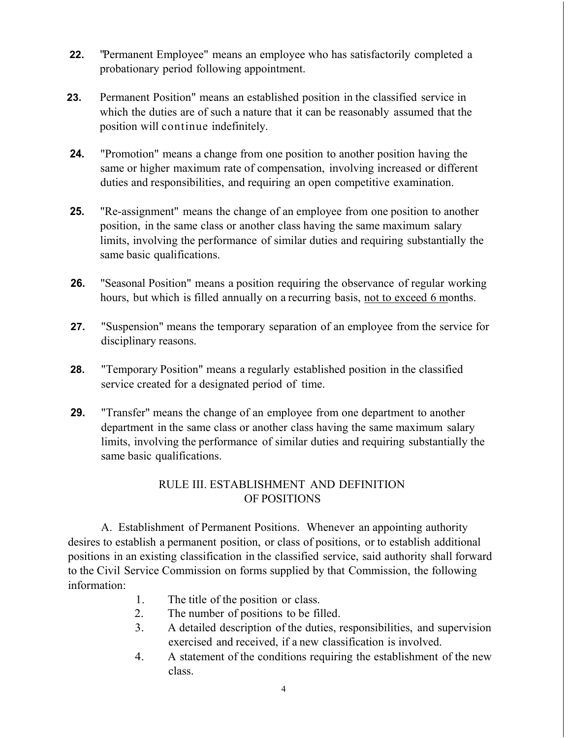22. "Permanent Employee" means an employee who has satisfactorily completed a probationary period following appointment.

23. Permanent Position" means an established position in the classified service in which the duties are of such a nature that it can be reasonably assumed that the position will continue indefinitely.

24. "Promotion" means a change from one position to another position having the same or higher maximum rate of compensation, involving increased or different duties and responsibilities, and requiring an open competitive examination.

25. "Re-assignment" means the change of an employee from one position to another position, in the same class or another class having the same maximum salary limits, involving the performance of similar duties and requiring substantially the same basic qualifications.

26. "Seasonal Position" means a position requiring the observance of regular working hours, but which is filled annually on a recurring basis, not to exceed 6 months.

27. "Suspension" means the temporary separation of an employee from the service for disciplinary reasons.

28. "Temporary Position" means a regularly established position in the classified service created for a designated period of time.

29. "Transfer" means the change of an employee from one department to another department in the same class or another class having the same maximum salary limits, involving the performance of similar duties and requiring substantially the same basic qualifications.

## RULE III. ESTABLISHMENT AND DEFINITION OF POSITIONS

A. Establishment of Permanent Positions. Whenever an appointing authority desires to establish a permanent position, or class of positions, or to establish additional positions in an existing classification in the classified service, said authority shall forward to the Civil Service Commission on forms supplied by that Commission, the following information:

1. The title of the position or class.
2. The number of positions to be filled.
3. A detailed description of the duties, responsibilities, and supervision exercised and received, if a new classification is involved.
4. A statement of the conditions requiring the establishment of the new class.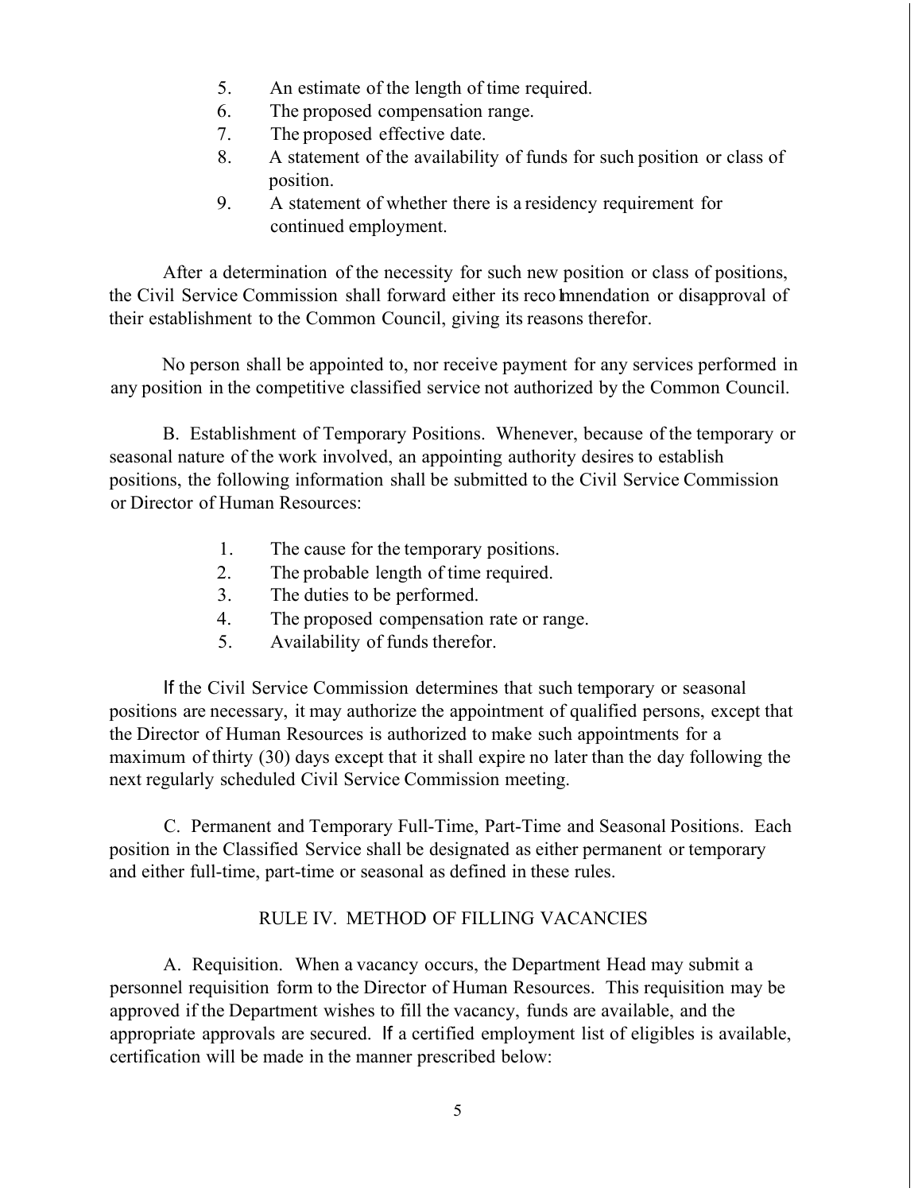5. An estimate of the length of time required.
6. The proposed compensation range.
7. The proposed effective date.
8. A statement of the availability of funds for such position or class of position.
9. A statement of whether there is a residency requirement for continued employment.

After a determination of the necessity for such new position or class of positions, the Civil Service Commission shall forward either its recommendation or disapproval of their establishment to the Common Council, giving its reasons therefor.

No person shall be appointed to, nor receive payment for any services performed in any position in the competitive classified service not authorized by the Common Council.

B. Establishment of Temporary Positions. Whenever, because of the temporary or seasonal nature of the work involved, an appointing authority desires to establish positions, the following information shall be submitted to the Civil Service Commission or Director of Human Resources:

1. The cause for the temporary positions.
2. The probable length of time required.
3. The duties to be performed.
4. The proposed compensation rate or range.
5. Availability of funds therefor.

If the Civil Service Commission determines that such temporary or seasonal positions are necessary, it may authorize the appointment of qualified persons, except that the Director of Human Resources is authorized to make such appointments for a maximum of thirty (30) days except that it shall expire no later than the day following the next regularly scheduled Civil Service Commission meeting.

C. Permanent and Temporary Full-Time, Part-Time and Seasonal Positions. Each position in the Classified Service shall be designated as either permanent or temporary and either full-time, part-time or seasonal as defined in these rules.

## RULE IV. METHOD OF FILLING VACANCIES

A. Requisition. When a vacancy occurs, the Department Head may submit a personnel requisition form to the Director of Human Resources. This requisition may be approved if the Department wishes to fill the vacancy, funds are available, and the appropriate approvals are secured. If a certified employment list of eligibles is available, certification will be made in the manner prescribed below: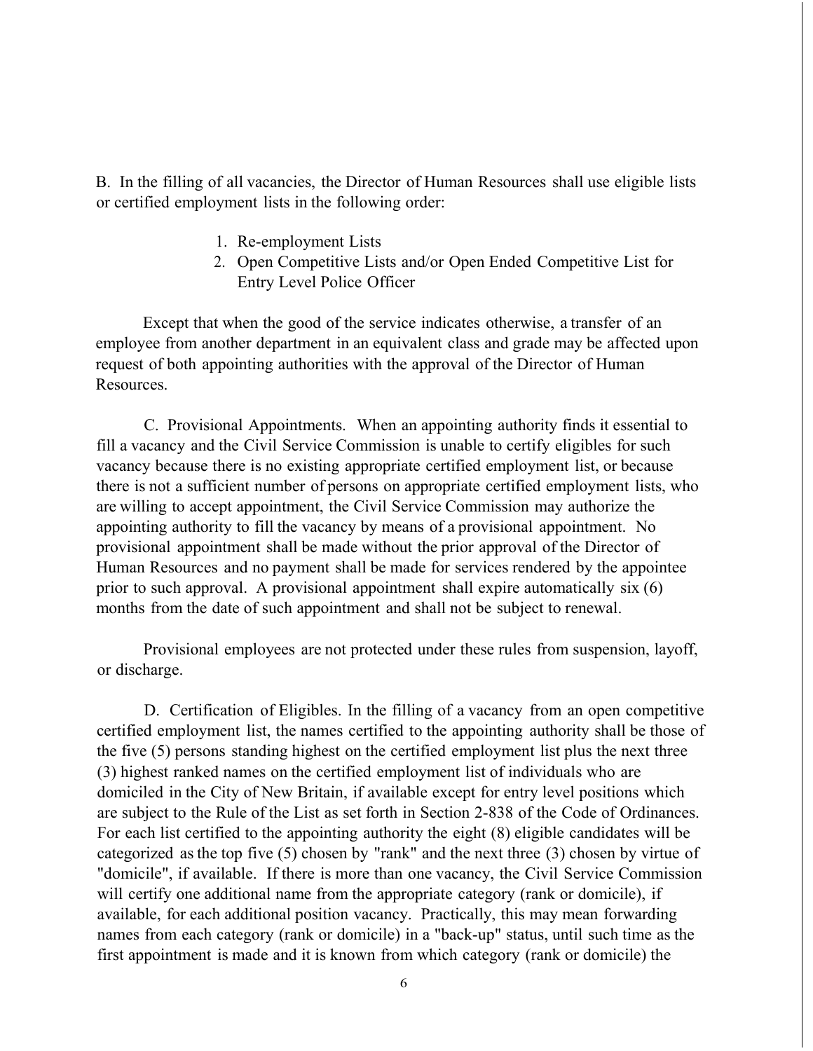B. In the filling of all vacancies, the Director of Human Resources shall use eligible lists or certified employment lists in the following order:

1. Re-employment Lists
2. Open Competitive Lists and/or Open Ended Competitive List for Entry Level Police Officer

Except that when the good of the service indicates otherwise, a transfer of an employee from another department in an equivalent class and grade may be affected upon request of both appointing authorities with the approval of the Director of Human Resources.

C. Provisional Appointments. When an appointing authority finds it essential to fill a vacancy and the Civil Service Commission is unable to certify eligibles for such vacancy because there is no existing appropriate certified employment list, or because there is not a sufficient number of persons on appropriate certified employment lists, who are willing to accept appointment, the Civil Service Commission may authorize the appointing authority to fill the vacancy by means of a provisional appointment. No provisional appointment shall be made without the prior approval of the Director of Human Resources and no payment shall be made for services rendered by the appointee prior to such approval. A provisional appointment shall expire automatically six (6) months from the date of such appointment and shall not be subject to renewal.

Provisional employees are not protected under these rules from suspension, layoff, or discharge.

D. Certification of Eligibles. In the filling of a vacancy from an open competitive certified employment list, the names certified to the appointing authority shall be those of the five (5) persons standing highest on the certified employment list plus the next three (3) highest ranked names on the certified employment list of individuals who are domiciled in the City of New Britain, if available except for entry level positions which are subject to the Rule of the List as set forth in Section 2-838 of the Code of Ordinances. For each list certified to the appointing authority the eight (8) eligible candidates will be categorized as the top five (5) chosen by "rank" and the next three (3) chosen by virtue of "domicile", if available. If there is more than one vacancy, the Civil Service Commission will certify one additional name from the appropriate category (rank or domicile), if available, for each additional position vacancy. Practically, this may mean forwarding names from each category (rank or domicile) in a "back-up" status, until such time as the first appointment is made and it is known from which category (rank or domicile) the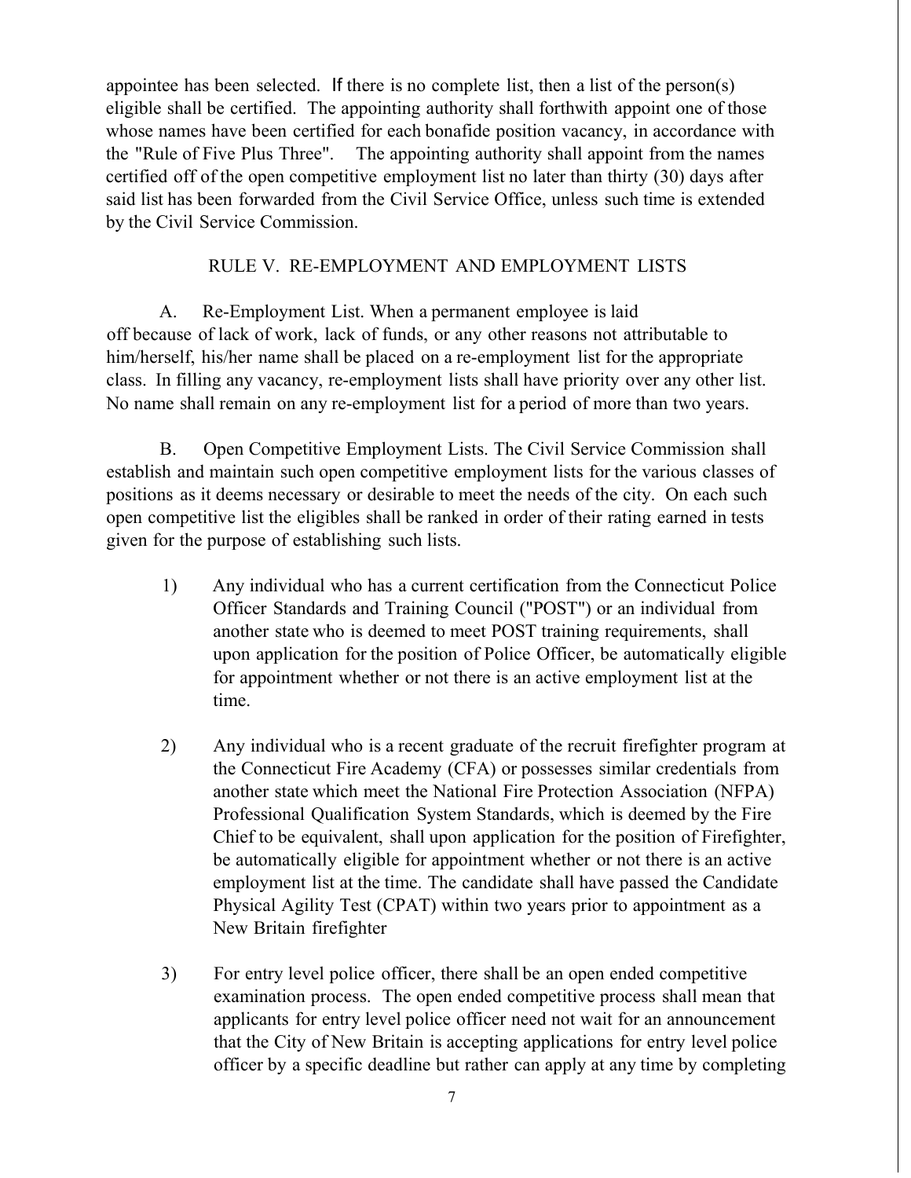appointee has been selected. If there is no complete list, then a list of the person(s) eligible shall be certified. The appointing authority shall forthwith appoint one of those whose names have been certified for each bonafide position vacancy, in accordance with the "Rule of Five Plus Three". The appointing authority shall appoint from the names certified off of the open competitive employment list no later than thirty (30) days after said list has been forwarded from the Civil Service Office, unless such time is extended by the Civil Service Commission.

## RULE V. RE-EMPLOYMENT AND EMPLOYMENT LISTS

A. Re-Employment List. When a permanent employee is laid off because of lack of work, lack of funds, or any other reasons not attributable to him/herself, his/her name shall be placed on a re-employment list for the appropriate class. In filling any vacancy, re-employment lists shall have priority over any other list. No name shall remain on any re-employment list for a period of more than two years.

B. Open Competitive Employment Lists. The Civil Service Commission shall establish and maintain such open competitive employment lists for the various classes of positions as it deems necessary or desirable to meet the needs of the city. On each such open competitive list the eligibles shall be ranked in order of their rating earned in tests given for the purpose of establishing such lists.

1) Any individual who has a current certification from the Connecticut Police Officer Standards and Training Council ("POST") or an individual from another state who is deemed to meet POST training requirements, shall upon application for the position of Police Officer, be automatically eligible for appointment whether or not there is an active employment list at the time.

2) Any individual who is a recent graduate of the recruit firefighter program at the Connecticut Fire Academy (CFA) or possesses similar credentials from another state which meet the National Fire Protection Association (NFPA) Professional Qualification System Standards, which is deemed by the Fire Chief to be equivalent, shall upon application for the position of Firefighter, be automatically eligible for appointment whether or not there is an active employment list at the time. The candidate shall have passed the Candidate Physical Agility Test (CPAT) within two years prior to appointment as a New Britain firefighter

3) For entry level police officer, there shall be an open ended competitive examination process. The open ended competitive process shall mean that applicants for entry level police officer need not wait for an announcement that the City of New Britain is accepting applications for entry level police officer by a specific deadline but rather can apply at any time by completing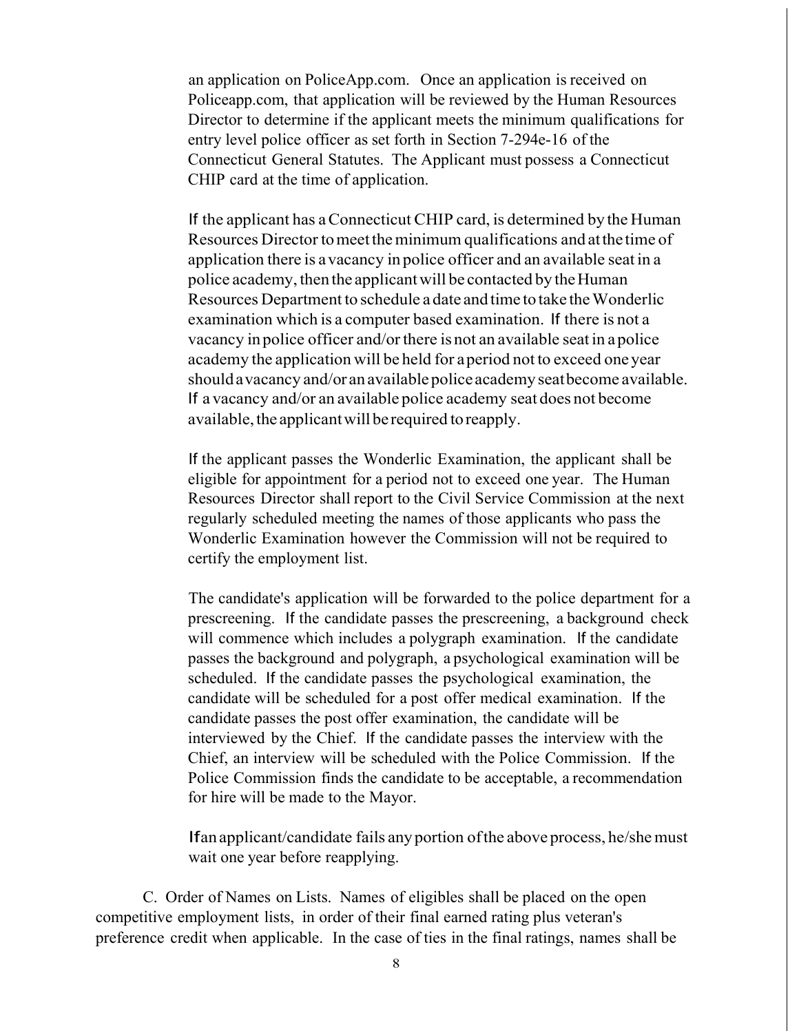an application on PoliceApp.com. Once an application is received on Policeapp.com, that application will be reviewed by the Human Resources Director to determine if the applicant meets the minimum qualifications for entry level police officer as set forth in Section 7-294e-16 of the Connecticut General Statutes. The Applicant must possess a Connecticut CHIP card at the time of application.

If the applicant has a Connecticut CHIP card, is determined by the Human Resources Director to meet the minimum qualifications and at the time of application there is a vacancy in police officer and an available seat in a police academy, then the applicant will be contacted by the Human Resources Department to schedule a date and time to take the Wonderlic examination which is a computer based examination. If there is not a vacancy in police officer and/or there is not an available seat in a police academy the application will be held for a period not to exceed one year should a vacancy and/or an available police academy seat become available. If a vacancy and/or an available police academy seat does not become available, the applicant will be required to reapply.

If the applicant passes the Wonderlic Examination, the applicant shall be eligible for appointment for a period not to exceed one year. The Human Resources Director shall report to the Civil Service Commission at the next regularly scheduled meeting the names of those applicants who pass the Wonderlic Examination however the Commission will not be required to certify the employment list.

The candidate's application will be forwarded to the police department for a prescreening. If the candidate passes the prescreening, a background check will commence which includes a polygraph examination. If the candidate passes the background and polygraph, a psychological examination will be scheduled. If the candidate passes the psychological examination, the candidate will be scheduled for a post offer medical examination. If the candidate passes the post offer examination, the candidate will be interviewed by the Chief. If the candidate passes the interview with the Chief, an interview will be scheduled with the Police Commission. If the Police Commission finds the candidate to be acceptable, a recommendation for hire will be made to the Mayor.

If an applicant/candidate fails any portion of the above process, he/she must wait one year before reapplying.

C. Order of Names on Lists. Names of eligibles shall be placed on the open competitive employment lists, in order of their final earned rating plus veteran's preference credit when applicable. In the case of ties in the final ratings, names shall be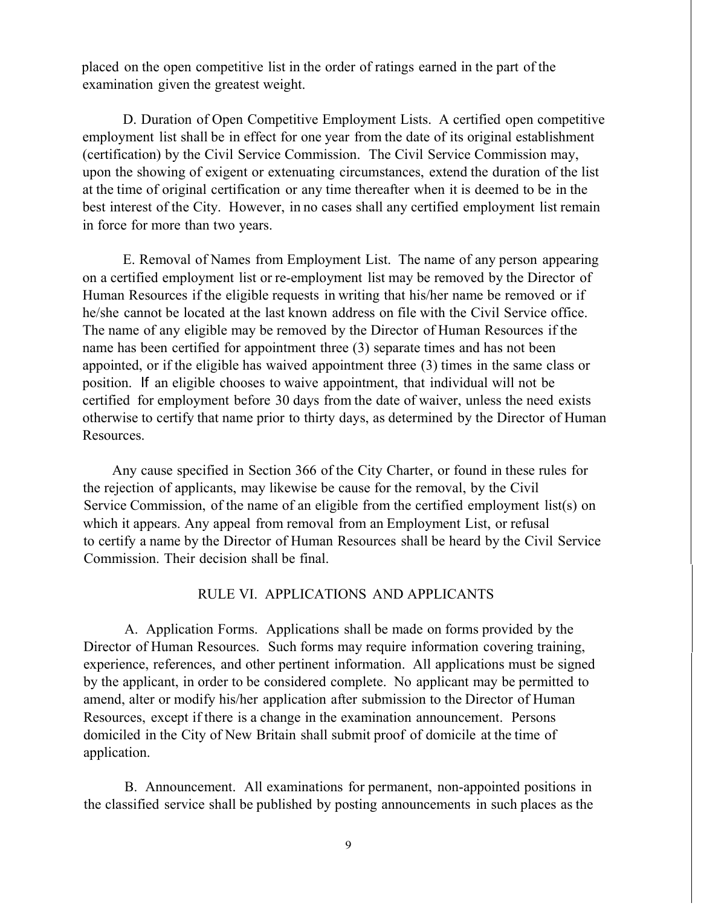placed on the open competitive list in the order of ratings earned in the part of the examination given the greatest weight.

D. Duration of Open Competitive Employment Lists. A certified open competitive employment list shall be in effect for one year from the date of its original establishment (certification) by the Civil Service Commission. The Civil Service Commission may, upon the showing of exigent or extenuating circumstances, extend the duration of the list at the time of original certification or any time thereafter when it is deemed to be in the best interest of the City. However, in no cases shall any certified employment list remain in force for more than two years.

E. Removal of Names from Employment List. The name of any person appearing on a certified employment list or re-employment list may be removed by the Director of Human Resources if the eligible requests in writing that his/her name be removed or if he/she cannot be located at the last known address on file with the Civil Service office. The name of any eligible may be removed by the Director of Human Resources if the name has been certified for appointment three (3) separate times and has not been appointed, or if the eligible has waived appointment three (3) times in the same class or position. If an eligible chooses to waive appointment, that individual will not be certified for employment before 30 days from the date of waiver, unless the need exists otherwise to certify that name prior to thirty days, as determined by the Director of Human Resources.

Any cause specified in Section 366 of the City Charter, or found in these rules for the rejection of applicants, may likewise be cause for the removal, by the Civil Service Commission, of the name of an eligible from the certified employment list(s) on which it appears. Any appeal from removal from an Employment List, or refusal to certify a name by the Director of Human Resources shall be heard by the Civil Service Commission. Their decision shall be final.

## RULE VI. APPLICATIONS AND APPLICANTS

A. Application Forms. Applications shall be made on forms provided by the Director of Human Resources. Such forms may require information covering training, experience, references, and other pertinent information. All applications must be signed by the applicant, in order to be considered complete. No applicant may be permitted to amend, alter or modify his/her application after submission to the Director of Human Resources, except if there is a change in the examination announcement. Persons domiciled in the City of New Britain shall submit proof of domicile at the time of application.

B. Announcement. All examinations for permanent, non-appointed positions in the classified service shall be published by posting announcements in such places as the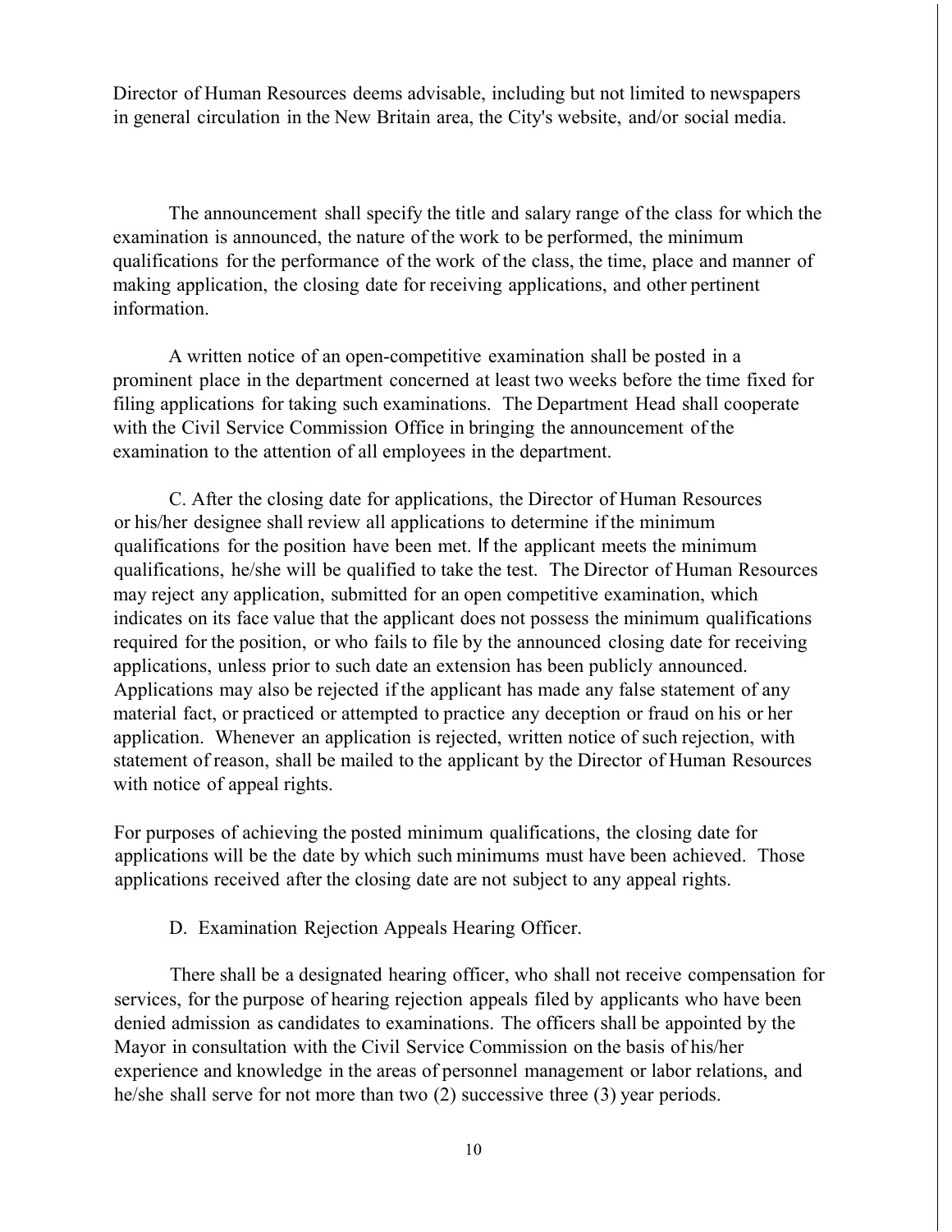Director of Human Resources deems advisable, including but not limited to newspapers in general circulation in the New Britain area, the City's website, and/or social media.

The announcement shall specify the title and salary range of the class for which the examination is announced, the nature of the work to be performed, the minimum qualifications for the performance of the work of the class, the time, place and manner of making application, the closing date for receiving applications, and other pertinent information.

A written notice of an open-competitive examination shall be posted in a prominent place in the department concerned at least two weeks before the time fixed for filing applications for taking such examinations. The Department Head shall cooperate with the Civil Service Commission Office in bringing the announcement of the examination to the attention of all employees in the department.

C. After the closing date for applications, the Director of Human Resources or his/her designee shall review all applications to determine if the minimum qualifications for the position have been met. If the applicant meets the minimum qualifications, he/she will be qualified to take the test. The Director of Human Resources may reject any application, submitted for an open competitive examination, which indicates on its face value that the applicant does not possess the minimum qualifications required for the position, or who fails to file by the announced closing date for receiving applications, unless prior to such date an extension has been publicly announced. Applications may also be rejected if the applicant has made any false statement of any material fact, or practiced or attempted to practice any deception or fraud on his or her application. Whenever an application is rejected, written notice of such rejection, with statement of reason, shall be mailed to the applicant by the Director of Human Resources with notice of appeal rights.

For purposes of achieving the posted minimum qualifications, the closing date for applications will be the date by which such minimums must have been achieved. Those applications received after the closing date are not subject to any appeal rights.

D. Examination Rejection Appeals Hearing Officer.

There shall be a designated hearing officer, who shall not receive compensation for services, for the purpose of hearing rejection appeals filed by applicants who have been denied admission as candidates to examinations. The officers shall be appointed by the Mayor in consultation with the Civil Service Commission on the basis of his/her experience and knowledge in the areas of personnel management or labor relations, and he/she shall serve for not more than two (2) successive three (3) year periods.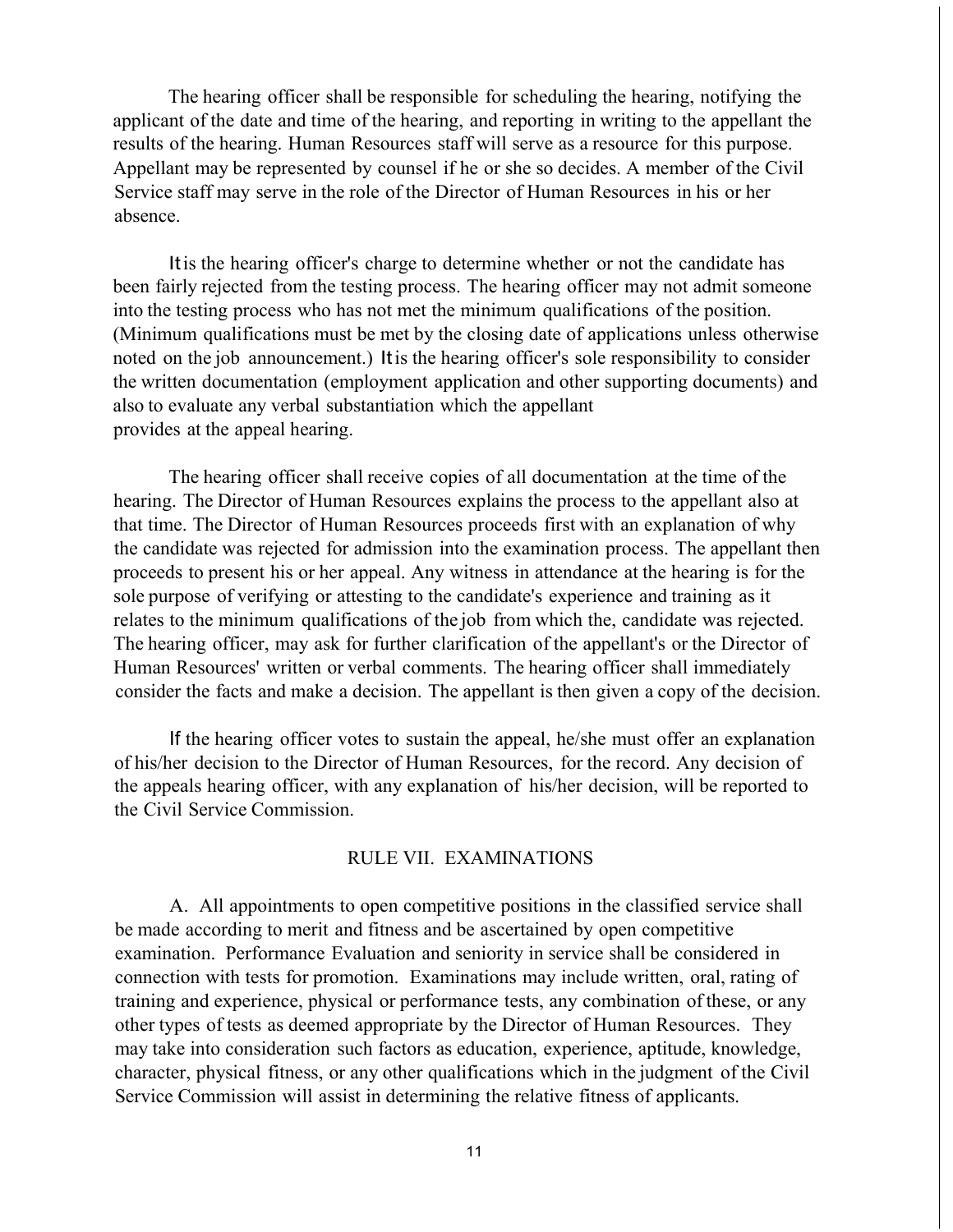The hearing officer shall be responsible for scheduling the hearing, notifying the applicant of the date and time of the hearing, and reporting in writing to the appellant the results of the hearing. Human Resources staff will serve as a resource for this purpose. Appellant may be represented by counsel if he or she so decides. A member of the Civil Service staff may serve in the role of the Director of Human Resources in his or her absence.

It is the hearing officer's charge to determine whether or not the candidate has been fairly rejected from the testing process. The hearing officer may not admit someone into the testing process who has not met the minimum qualifications of the position. (Minimum qualifications must be met by the closing date of applications unless otherwise noted on the job announcement.) It is the hearing officer's sole responsibility to consider the written documentation (employment application and other supporting documents) and also to evaluate any verbal substantiation which the appellant provides at the appeal hearing.

The hearing officer shall receive copies of all documentation at the time of the hearing. The Director of Human Resources explains the process to the appellant also at that time. The Director of Human Resources proceeds first with an explanation of why the candidate was rejected for admission into the examination process. The appellant then proceeds to present his or her appeal. Any witness in attendance at the hearing is for the sole purpose of verifying or attesting to the candidate's experience and training as it relates to the minimum qualifications of the job from which the, candidate was rejected. The hearing officer, may ask for further clarification of the appellant's or the Director of Human Resources' written or verbal comments. The hearing officer shall immediately consider the facts and make a decision. The appellant is then given a copy of the decision.

If the hearing officer votes to sustain the appeal, he/she must offer an explanation of his/her decision to the Director of Human Resources, for the record. Any decision of the appeals hearing officer, with any explanation of his/her decision, will be reported to the Civil Service Commission.

## RULE VII. EXAMINATIONS

A. All appointments to open competitive positions in the classified service shall be made according to merit and fitness and be ascertained by open competitive examination. Performance Evaluation and seniority in service shall be considered in connection with tests for promotion. Examinations may include written, oral, rating of training and experience, physical or performance tests, any combination of these, or any other types of tests as deemed appropriate by the Director of Human Resources. They may take into consideration such factors as education, experience, aptitude, knowledge, character, physical fitness, or any other qualifications which in the judgment of the Civil Service Commission will assist in determining the relative fitness of applicants.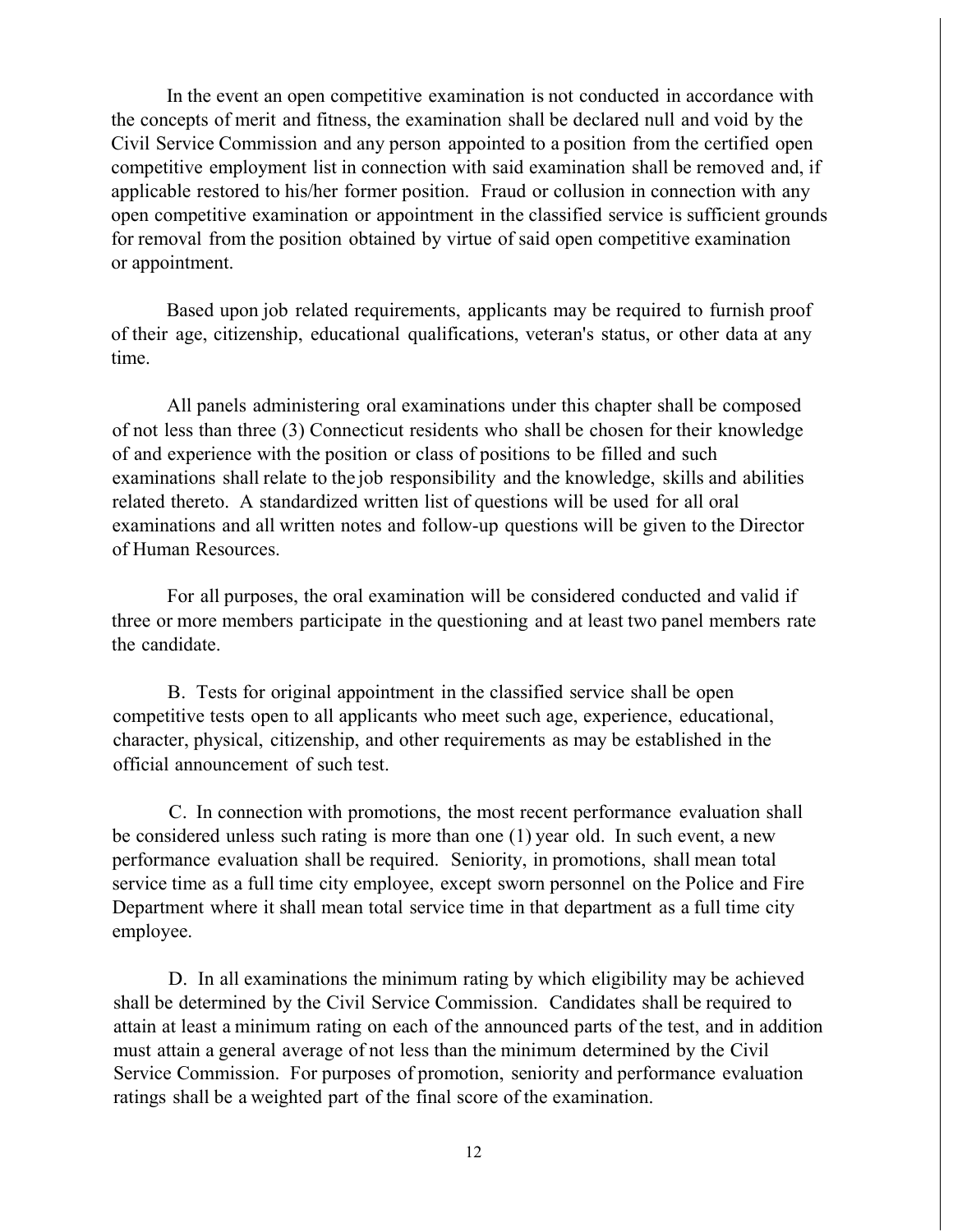In the event an open competitive examination is not conducted in accordance with the concepts of merit and fitness, the examination shall be declared null and void by the Civil Service Commission and any person appointed to a position from the certified open competitive employment list in connection with said examination shall be removed and, if applicable restored to his/her former position. Fraud or collusion in connection with any open competitive examination or appointment in the classified service is sufficient grounds for removal from the position obtained by virtue of said open competitive examination or appointment.

Based upon job related requirements, applicants may be required to furnish proof of their age, citizenship, educational qualifications, veteran's status, or other data at any time.

All panels administering oral examinations under this chapter shall be composed of not less than three (3) Connecticut residents who shall be chosen for their knowledge of and experience with the position or class of positions to be filled and such examinations shall relate to the job responsibility and the knowledge, skills and abilities related thereto. A standardized written list of questions will be used for all oral examinations and all written notes and follow-up questions will be given to the Director of Human Resources.

For all purposes, the oral examination will be considered conducted and valid if three or more members participate in the questioning and at least two panel members rate the candidate.

B. Tests for original appointment in the classified service shall be open competitive tests open to all applicants who meet such age, experience, educational, character, physical, citizenship, and other requirements as may be established in the official announcement of such test.

C. In connection with promotions, the most recent performance evaluation shall be considered unless such rating is more than one (1) year old. In such event, a new performance evaluation shall be required. Seniority, in promotions, shall mean total service time as a full time city employee, except sworn personnel on the Police and Fire Department where it shall mean total service time in that department as a full time city employee.

D. In all examinations the minimum rating by which eligibility may be achieved shall be determined by the Civil Service Commission. Candidates shall be required to attain at least a minimum rating on each of the announced parts of the test, and in addition must attain a general average of not less than the minimum determined by the Civil Service Commission. For purposes of promotion, seniority and performance evaluation ratings shall be a weighted part of the final score of the examination.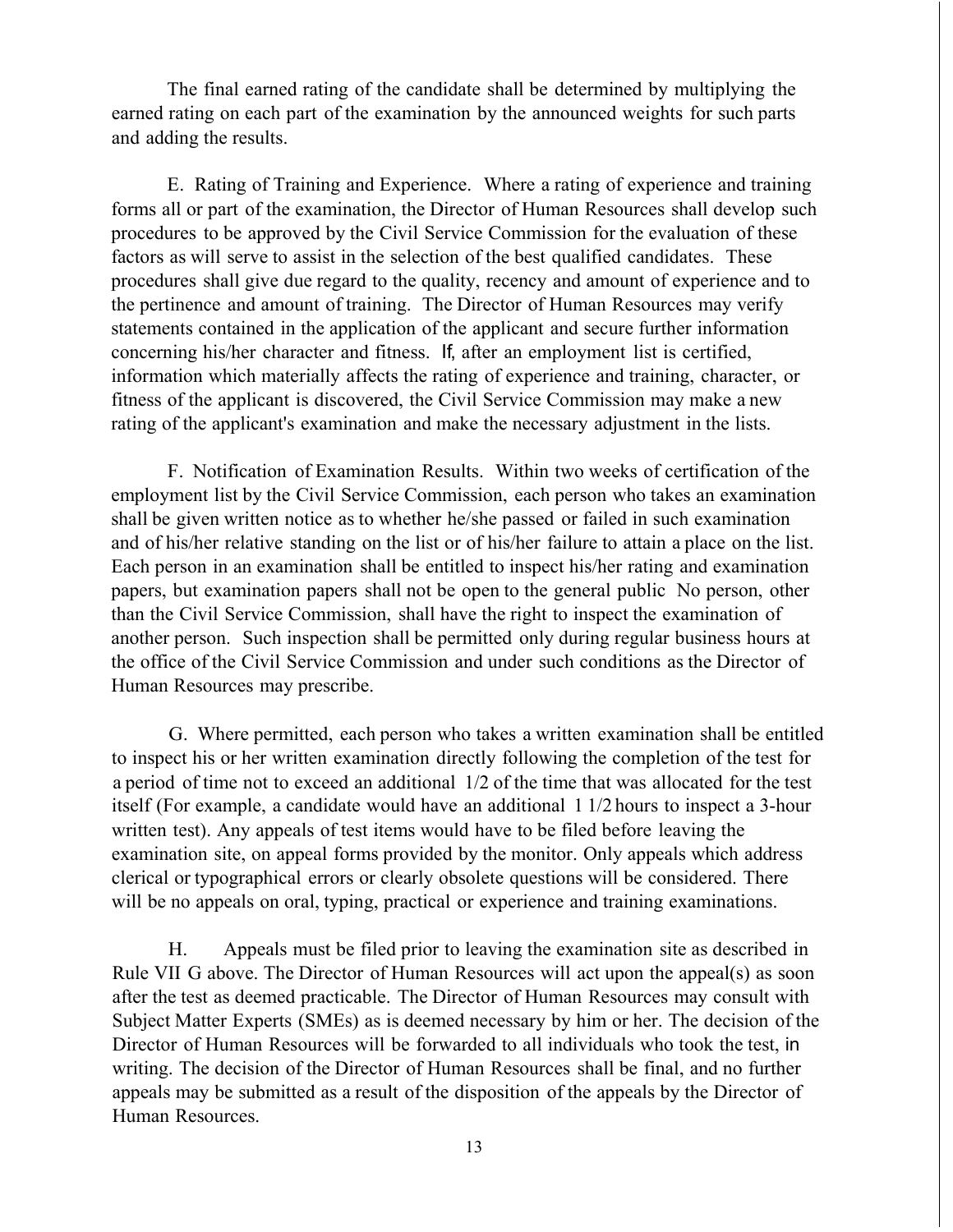The final earned rating of the candidate shall be determined by multiplying the earned rating on each part of the examination by the announced weights for such parts and adding the results.

E. Rating of Training and Experience. Where a rating of experience and training forms all or part of the examination, the Director of Human Resources shall develop such procedures to be approved by the Civil Service Commission for the evaluation of these factors as will serve to assist in the selection of the best qualified candidates. These procedures shall give due regard to the quality, recency and amount of experience and to the pertinence and amount of training. The Director of Human Resources may verify statements contained in the application of the applicant and secure further information concerning his/her character and fitness. If, after an employment list is certified, information which materially affects the rating of experience and training, character, or fitness of the applicant is discovered, the Civil Service Commission may make a new rating of the applicant's examination and make the necessary adjustment in the lists.

F. Notification of Examination Results. Within two weeks of certification of the employment list by the Civil Service Commission, each person who takes an examination shall be given written notice as to whether he/she passed or failed in such examination and of his/her relative standing on the list or of his/her failure to attain a place on the list. Each person in an examination shall be entitled to inspect his/her rating and examination papers, but examination papers shall not be open to the general public No person, other than the Civil Service Commission, shall have the right to inspect the examination of another person. Such inspection shall be permitted only during regular business hours at the office of the Civil Service Commission and under such conditions as the Director of Human Resources may prescribe.

G. Where permitted, each person who takes a written examination shall be entitled to inspect his or her written examination directly following the completion of the test for a period of time not to exceed an additional 1/2 of the time that was allocated for the test itself (For example, a candidate would have an additional 1 1/2 hours to inspect a 3-hour written test). Any appeals of test items would have to be filed before leaving the examination site, on appeal forms provided by the monitor. Only appeals which address clerical or typographical errors or clearly obsolete questions will be considered. There will be no appeals on oral, typing, practical or experience and training examinations.

H. Appeals must be filed prior to leaving the examination site as described in Rule VII G above. The Director of Human Resources will act upon the appeal(s) as soon after the test as deemed practicable. The Director of Human Resources may consult with Subject Matter Experts (SMEs) as is deemed necessary by him or her. The decision of the Director of Human Resources will be forwarded to all individuals who took the test, in writing. The decision of the Director of Human Resources shall be final, and no further appeals may be submitted as a result of the disposition of the appeals by the Director of Human Resources.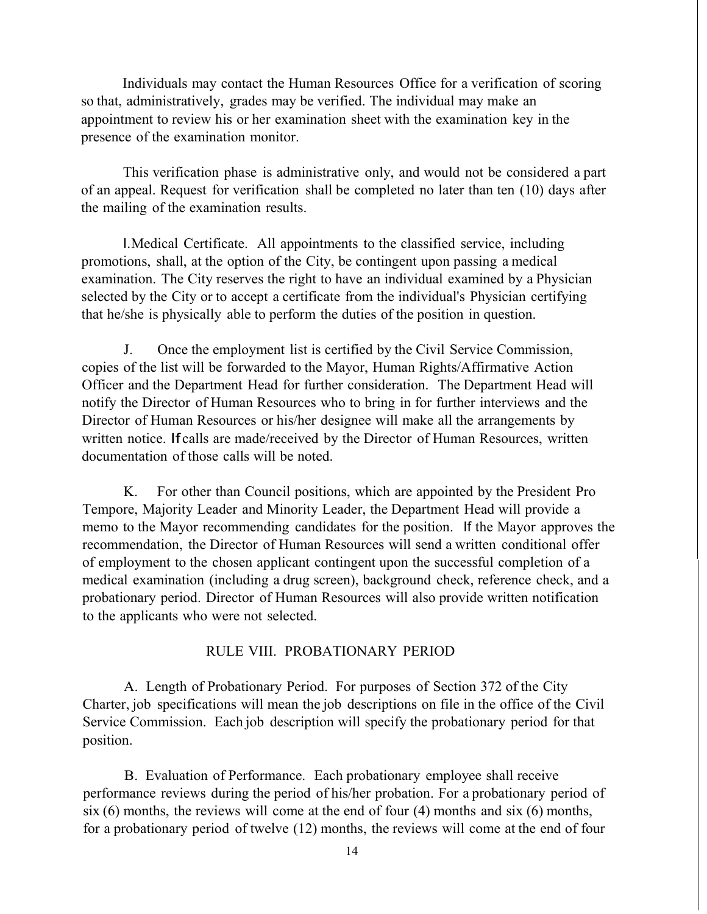Individuals may contact the Human Resources Office for a verification of scoring so that, administratively, grades may be verified. The individual may make an appointment to review his or her examination sheet with the examination key in the presence of the examination monitor.

This verification phase is administrative only, and would not be considered a part of an appeal. Request for verification shall be completed no later than ten (10) days after the mailing of the examination results.

I. Medical Certificate. All appointments to the classified service, including promotions, shall, at the option of the City, be contingent upon passing a medical examination. The City reserves the right to have an individual examined by a Physician selected by the City or to accept a certificate from the individual's Physician certifying that he/she is physically able to perform the duties of the position in question.

J. Once the employment list is certified by the Civil Service Commission, copies of the list will be forwarded to the Mayor, Human Rights/Affirmative Action Officer and the Department Head for further consideration. The Department Head will notify the Director of Human Resources who to bring in for further interviews and the Director of Human Resources or his/her designee will make all the arrangements by written notice. If calls are made/received by the Director of Human Resources, written documentation of those calls will be noted.

K. For other than Council positions, which are appointed by the President Pro Tempore, Majority Leader and Minority Leader, the Department Head will provide a memo to the Mayor recommending candidates for the position. If the Mayor approves the recommendation, the Director of Human Resources will send a written conditional offer of employment to the chosen applicant contingent upon the successful completion of a medical examination (including a drug screen), background check, reference check, and a probationary period. Director of Human Resources will also provide written notification to the applicants who were not selected.

## RULE VIII. PROBATIONARY PERIOD

A. Length of Probationary Period. For purposes of Section 372 of the City Charter, job specifications will mean the job descriptions on file in the office of the Civil Service Commission. Each job description will specify the probationary period for that position.

B. Evaluation of Performance. Each probationary employee shall receive performance reviews during the period of his/her probation. For a probationary period of six (6) months, the reviews will come at the end of four (4) months and six (6) months, for a probationary period of twelve (12) months, the reviews will come at the end of four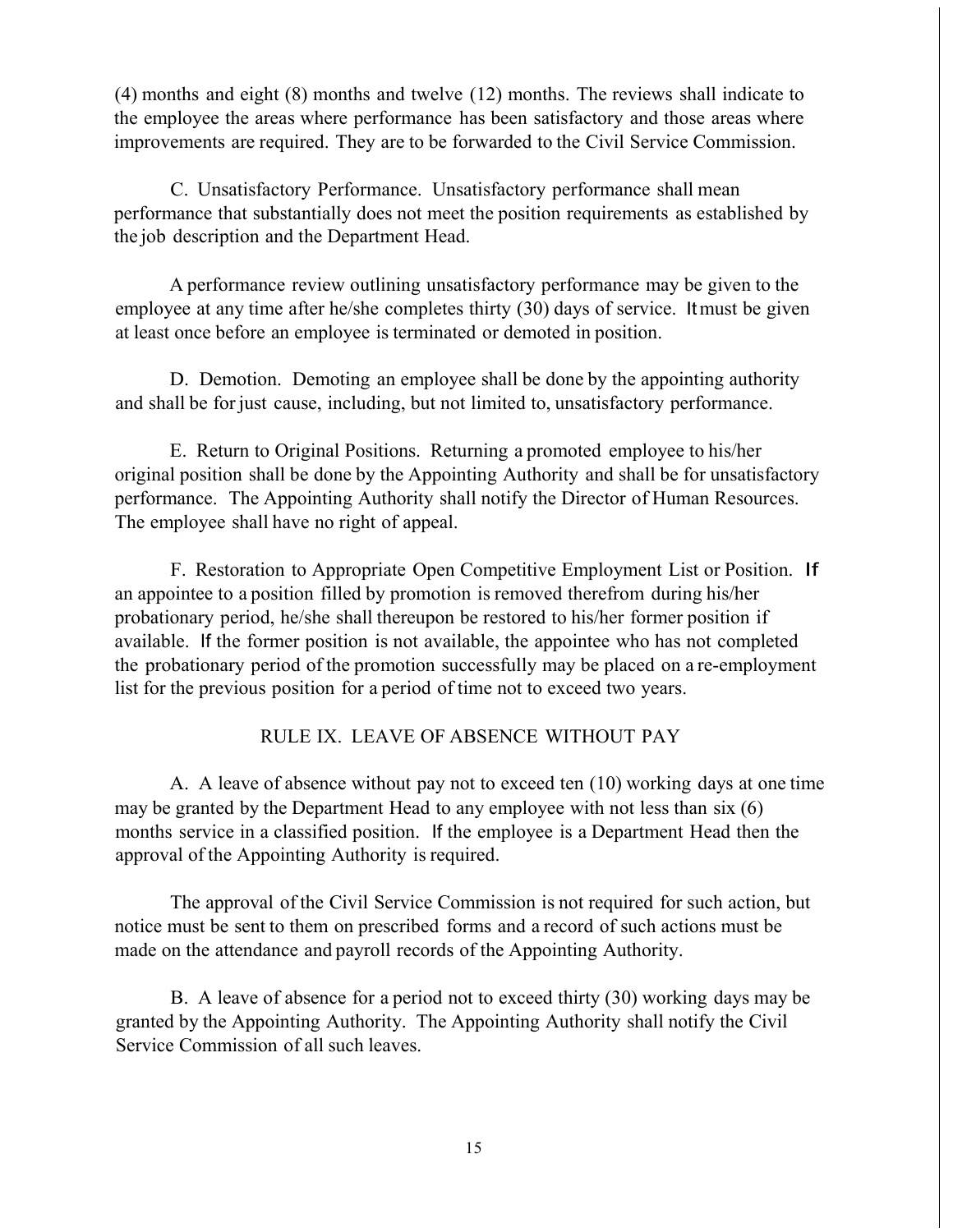(4) months and eight (8) months and twelve (12) months. The reviews shall indicate to the employee the areas where performance has been satisfactory and those areas where improvements are required. They are to be forwarded to the Civil Service Commission.

C. Unsatisfactory Performance. Unsatisfactory performance shall mean performance that substantially does not meet the position requirements as established by the job description and the Department Head.

A performance review outlining unsatisfactory performance may be given to the employee at any time after he/she completes thirty (30) days of service. It must be given at least once before an employee is terminated or demoted in position.

D. Demotion. Demoting an employee shall be done by the appointing authority and shall be for just cause, including, but not limited to, unsatisfactory performance.

E. Return to Original Positions. Returning a promoted employee to his/her original position shall be done by the Appointing Authority and shall be for unsatisfactory performance. The Appointing Authority shall notify the Director of Human Resources. The employee shall have no right of appeal.

F. Restoration to Appropriate Open Competitive Employment List or Position. If an appointee to a position filled by promotion is removed therefrom during his/her probationary period, he/she shall thereupon be restored to his/her former position if available. If the former position is not available, the appointee who has not completed the probationary period of the promotion successfully may be placed on a re-employment list for the previous position for a period of time not to exceed two years.

## RULE IX. LEAVE OF ABSENCE WITHOUT PAY

A. A leave of absence without pay not to exceed ten (10) working days at one time may be granted by the Department Head to any employee with not less than six (6) months service in a classified position. If the employee is a Department Head then the approval of the Appointing Authority is required.

The approval of the Civil Service Commission is not required for such action, but notice must be sent to them on prescribed forms and a record of such actions must be made on the attendance and payroll records of the Appointing Authority.

B. A leave of absence for a period not to exceed thirty (30) working days may be granted by the Appointing Authority. The Appointing Authority shall notify the Civil Service Commission of all such leaves.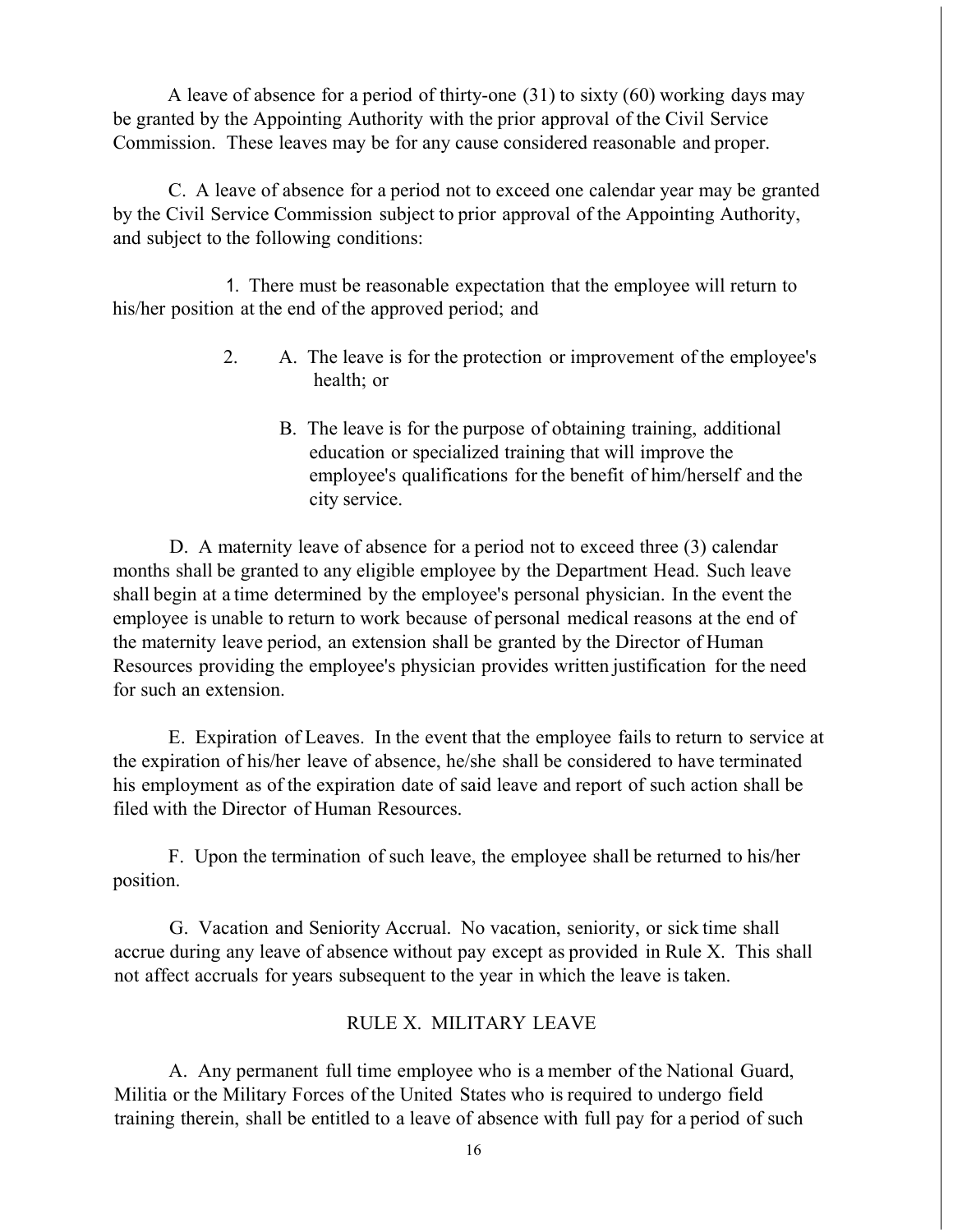A leave of absence for a period of thirty-one (31) to sixty (60) working days may be granted by the Appointing Authority with the prior approval of the Civil Service Commission. These leaves may be for any cause considered reasonable and proper.

C. A leave of absence for a period not to exceed one calendar year may be granted by the Civil Service Commission subject to prior approval of the Appointing Authority, and subject to the following conditions:

1. There must be reasonable expectation that the employee will return to his/her position at the end of the approved period; and

2. A. The leave is for the protection or improvement of the employee's health; or

   B. The leave is for the purpose of obtaining training, additional education or specialized training that will improve the employee's qualifications for the benefit of him/herself and the city service.

D. A maternity leave of absence for a period not to exceed three (3) calendar months shall be granted to any eligible employee by the Department Head. Such leave shall begin at a time determined by the employee's personal physician. In the event the employee is unable to return to work because of personal medical reasons at the end of the maternity leave period, an extension shall be granted by the Director of Human Resources providing the employee's physician provides written justification for the need for such an extension.

E. Expiration of Leaves. In the event that the employee fails to return to service at the expiration of his/her leave of absence, he/she shall be considered to have terminated his employment as of the expiration date of said leave and report of such action shall be filed with the Director of Human Resources.

F. Upon the termination of such leave, the employee shall be returned to his/her position.

G. Vacation and Seniority Accrual. No vacation, seniority, or sick time shall accrue during any leave of absence without pay except as provided in Rule X. This shall not affect accruals for years subsequent to the year in which the leave is taken.

## RULE X. MILITARY LEAVE

A. Any permanent full time employee who is a member of the National Guard, Militia or the Military Forces of the United States who is required to undergo field training therein, shall be entitled to a leave of absence with full pay for a period of such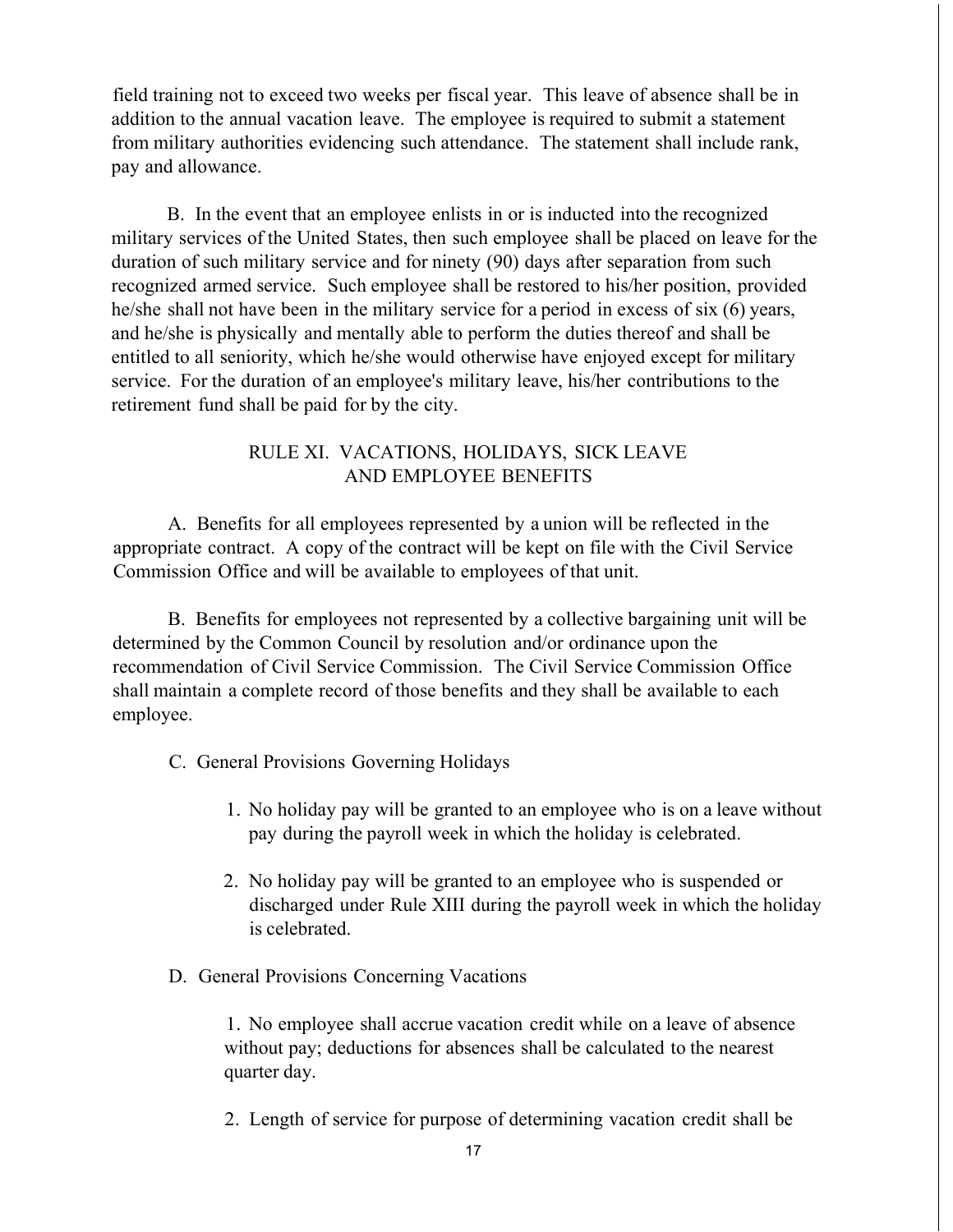field training not to exceed two weeks per fiscal year. This leave of absence shall be in addition to the annual vacation leave. The employee is required to submit a statement from military authorities evidencing such attendance. The statement shall include rank, pay and allowance.

B. In the event that an employee enlists in or is inducted into the recognized military services of the United States, then such employee shall be placed on leave for the duration of such military service and for ninety (90) days after separation from such recognized armed service. Such employee shall be restored to his/her position, provided he/she shall not have been in the military service for a period in excess of six (6) years, and he/she is physically and mentally able to perform the duties thereof and shall be entitled to all seniority, which he/she would otherwise have enjoyed except for military service. For the duration of an employee's military leave, his/her contributions to the retirement fund shall be paid for by the city.

## RULE XI. VACATIONS, HOLIDAYS, SICK LEAVE AND EMPLOYEE BENEFITS

A. Benefits for all employees represented by a union will be reflected in the appropriate contract. A copy of the contract will be kept on file with the Civil Service Commission Office and will be available to employees of that unit.

B. Benefits for employees not represented by a collective bargaining unit will be determined by the Common Council by resolution and/or ordinance upon the recommendation of Civil Service Commission. The Civil Service Commission Office shall maintain a complete record of those benefits and they shall be available to each employee.

C. General Provisions Governing Holidays

1. No holiday pay will be granted to an employee who is on a leave without pay during the payroll week in which the holiday is celebrated.

2. No holiday pay will be granted to an employee who is suspended or discharged under Rule XIII during the payroll week in which the holiday is celebrated.

D. General Provisions Concerning Vacations

1. No employee shall accrue vacation credit while on a leave of absence without pay; deductions for absences shall be calculated to the nearest quarter day.

2. Length of service for purpose of determining vacation credit shall be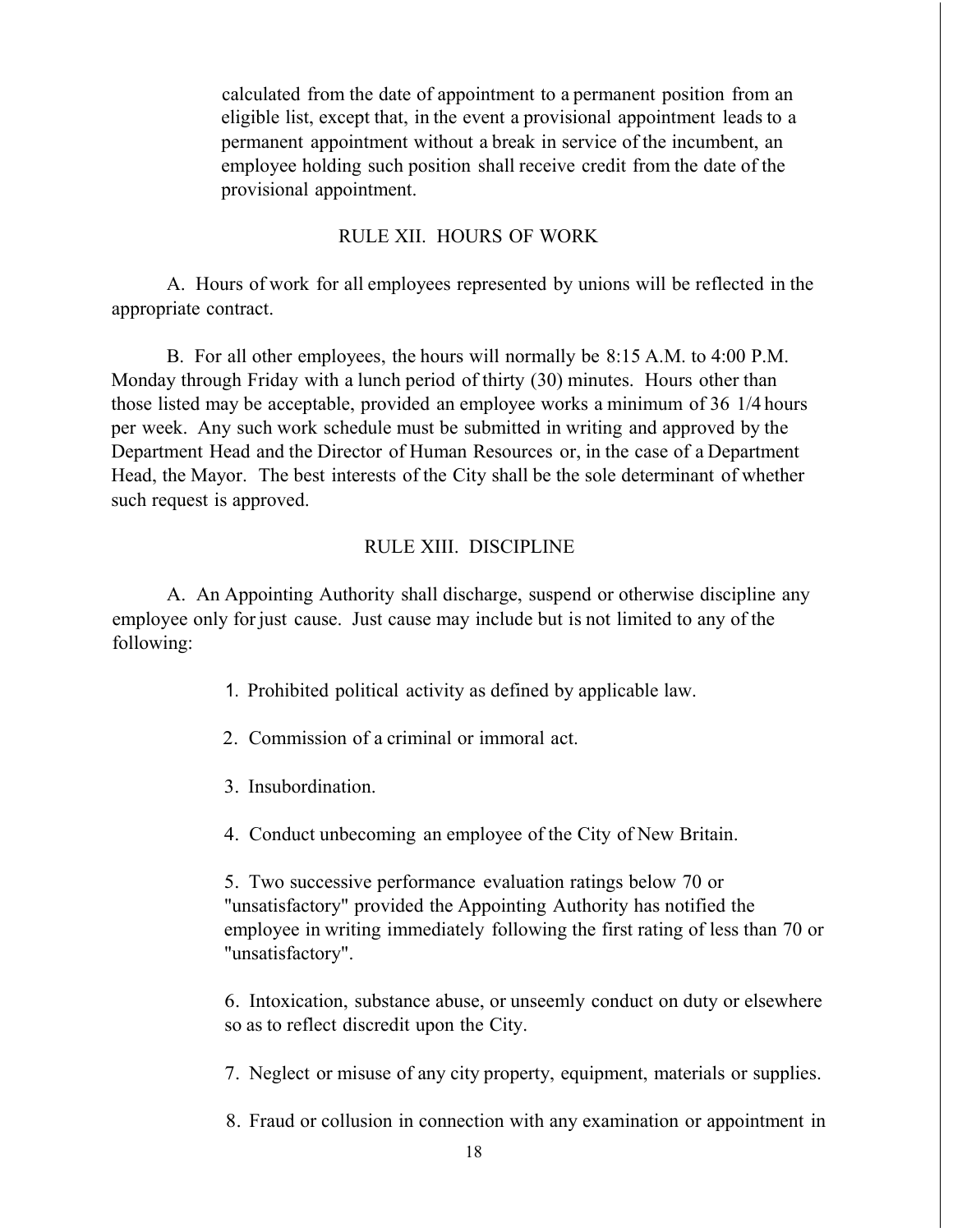calculated from the date of appointment to a permanent position from an eligible list, except that, in the event a provisional appointment leads to a permanent appointment without a break in service of the incumbent, an employee holding such position shall receive credit from the date of the provisional appointment.

## RULE XII. HOURS OF WORK

A. Hours of work for all employees represented by unions will be reflected in the appropriate contract.

B. For all other employees, the hours will normally be 8:15 A.M. to 4:00 P.M. Monday through Friday with a lunch period of thirty (30) minutes. Hours other than those listed may be acceptable, provided an employee works a minimum of 36 1/4 hours per week. Any such work schedule must be submitted in writing and approved by the Department Head and the Director of Human Resources or, in the case of a Department Head, the Mayor. The best interests of the City shall be the sole determinant of whether such request is approved.

## RULE XIII. DISCIPLINE

A. An Appointing Authority shall discharge, suspend or otherwise discipline any employee only for just cause. Just cause may include but is not limited to any of the following:

1. Prohibited political activity as defined by applicable law.

2. Commission of a criminal or immoral act.

3. Insubordination.

4. Conduct unbecoming an employee of the City of New Britain.

5. Two successive performance evaluation ratings below 70 or "unsatisfactory" provided the Appointing Authority has notified the employee in writing immediately following the first rating of less than 70 or "unsatisfactory".

6. Intoxication, substance abuse, or unseemly conduct on duty or elsewhere so as to reflect discredit upon the City.

7. Neglect or misuse of any city property, equipment, materials or supplies.

8. Fraud or collusion in connection with any examination or appointment in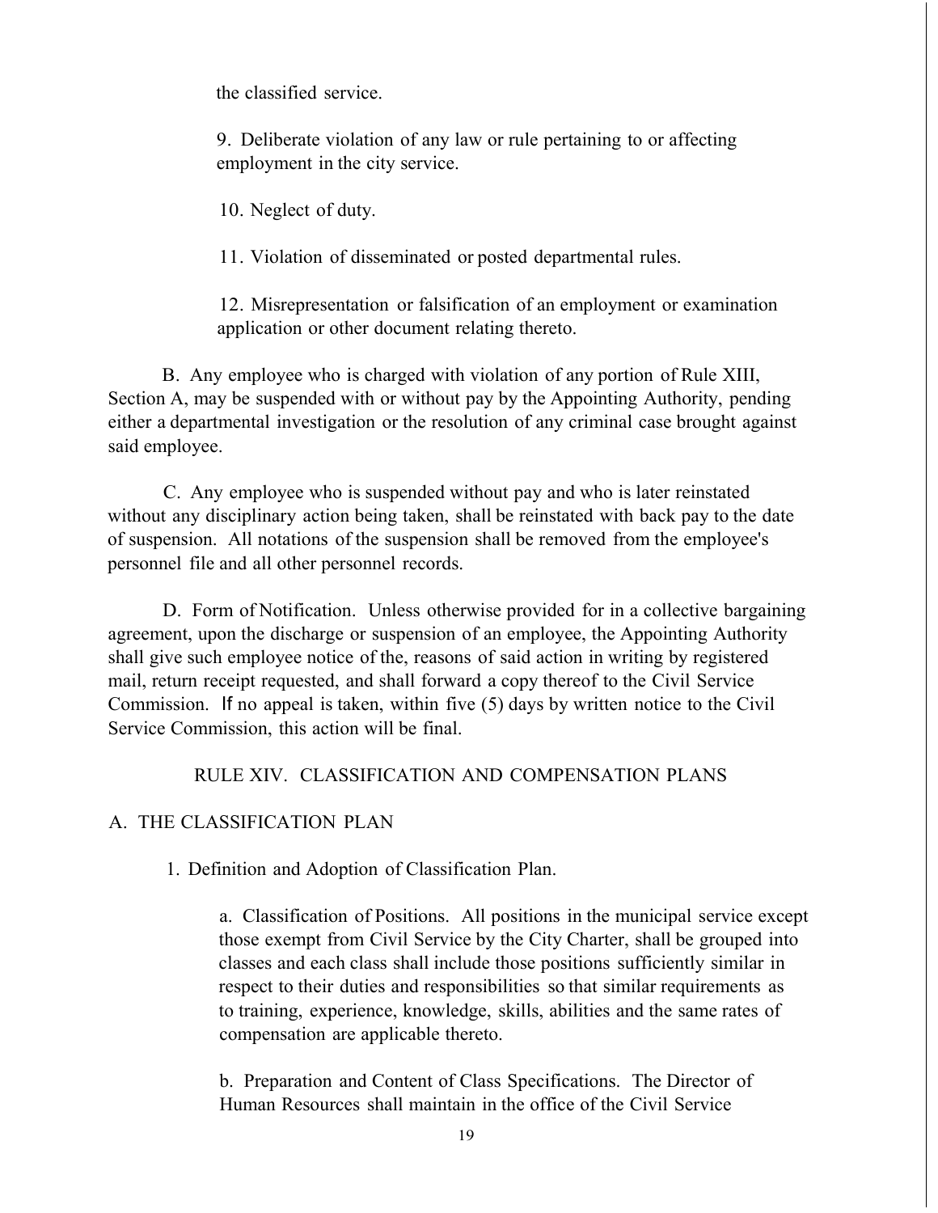the classified service.

9. Deliberate violation of any law or rule pertaining to or affecting employment in the city service.

10. Neglect of duty.

11. Violation of disseminated or posted departmental rules.

12. Misrepresentation or falsification of an employment or examination application or other document relating thereto.

B. Any employee who is charged with violation of any portion of Rule XIII, Section A, may be suspended with or without pay by the Appointing Authority, pending either a departmental investigation or the resolution of any criminal case brought against said employee.

C. Any employee who is suspended without pay and who is later reinstated without any disciplinary action being taken, shall be reinstated with back pay to the date of suspension. All notations of the suspension shall be removed from the employee's personnel file and all other personnel records.

D. Form of Notification. Unless otherwise provided for in a collective bargaining agreement, upon the discharge or suspension of an employee, the Appointing Authority shall give such employee notice of the, reasons of said action in writing by registered mail, return receipt requested, and shall forward a copy thereof to the Civil Service Commission. If no appeal is taken, within five (5) days by written notice to the Civil Service Commission, this action will be final.

## RULE XIV. CLASSIFICATION AND COMPENSATION PLANS

### A. THE CLASSIFICATION PLAN

1. Definition and Adoption of Classification Plan.

a. Classification of Positions. All positions in the municipal service except those exempt from Civil Service by the City Charter, shall be grouped into classes and each class shall include those positions sufficiently similar in respect to their duties and responsibilities so that similar requirements as to training, experience, knowledge, skills, abilities and the same rates of compensation are applicable thereto.

b. Preparation and Content of Class Specifications. The Director of Human Resources shall maintain in the office of the Civil Service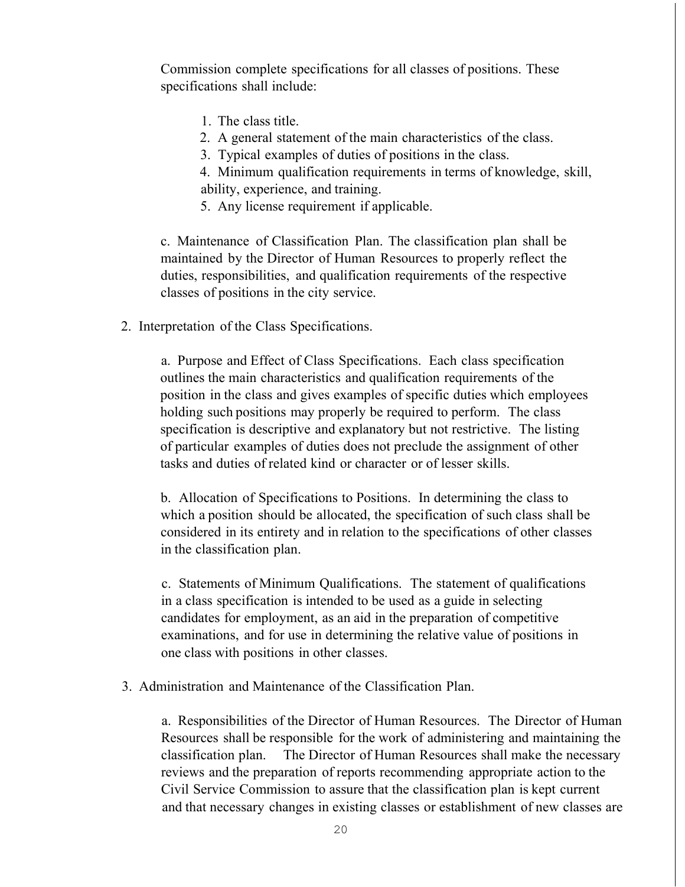Commission complete specifications for all classes of positions. These specifications shall include:

1. The class title.
2. A general statement of the main characteristics of the class.
3. Typical examples of duties of positions in the class.
4. Minimum qualification requirements in terms of knowledge, skill, ability, experience, and training.
5. Any license requirement if applicable.

c. Maintenance of Classification Plan. The classification plan shall be maintained by the Director of Human Resources to properly reflect the duties, responsibilities, and qualification requirements of the respective classes of positions in the city service.

2. Interpretation of the Class Specifications.

a. Purpose and Effect of Class Specifications. Each class specification outlines the main characteristics and qualification requirements of the position in the class and gives examples of specific duties which employees holding such positions may properly be required to perform. The class specification is descriptive and explanatory but not restrictive. The listing of particular examples of duties does not preclude the assignment of other tasks and duties of related kind or character or of lesser skills.

b. Allocation of Specifications to Positions. In determining the class to which a position should be allocated, the specification of such class shall be considered in its entirety and in relation to the specifications of other classes in the classification plan.

c. Statements of Minimum Qualifications. The statement of qualifications in a class specification is intended to be used as a guide in selecting candidates for employment, as an aid in the preparation of competitive examinations, and for use in determining the relative value of positions in one class with positions in other classes.

3. Administration and Maintenance of the Classification Plan.

a. Responsibilities of the Director of Human Resources. The Director of Human Resources shall be responsible for the work of administering and maintaining the classification plan. The Director of Human Resources shall make the necessary reviews and the preparation of reports recommending appropriate action to the Civil Service Commission to assure that the classification plan is kept current and that necessary changes in existing classes or establishment of new classes are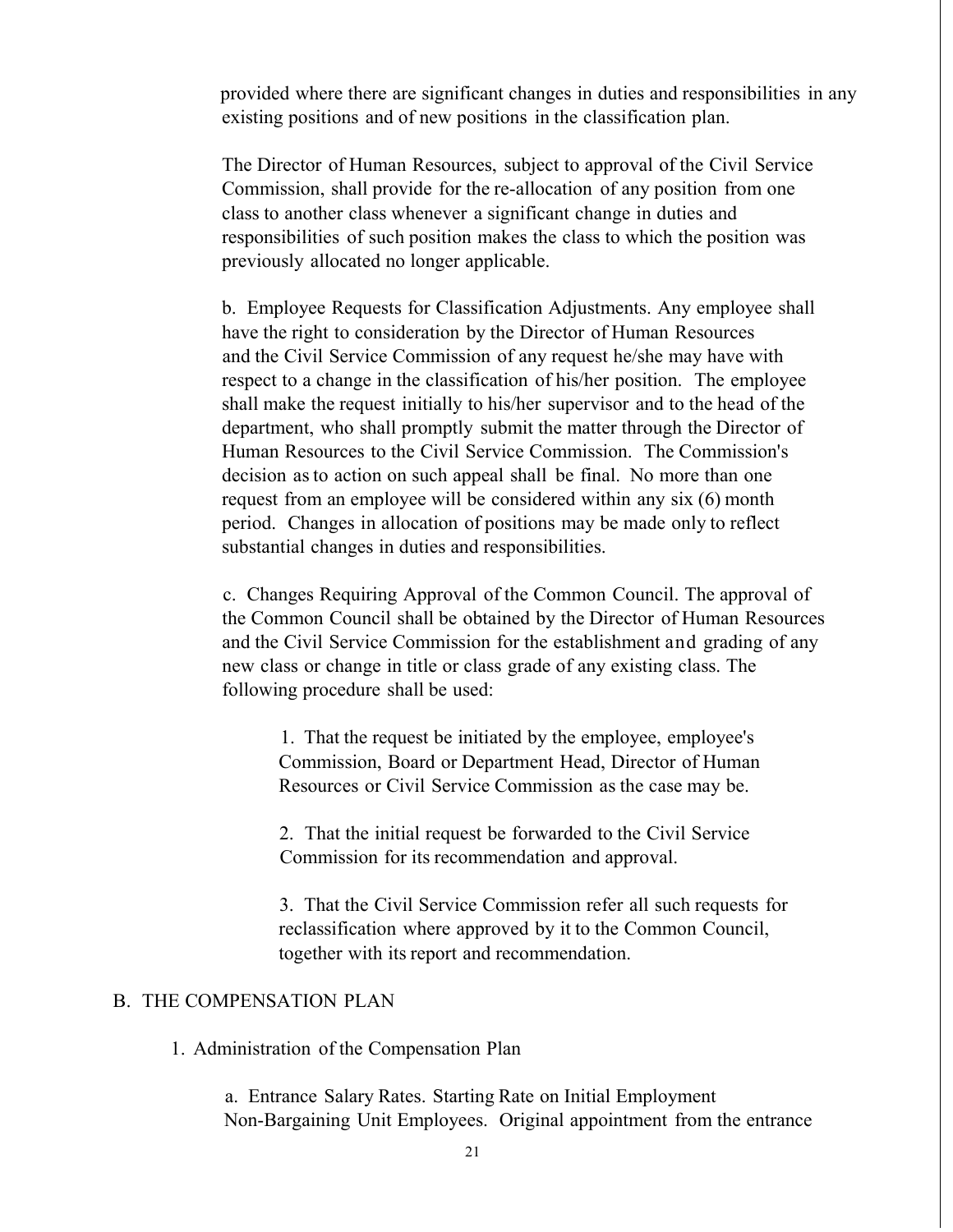provided where there are significant changes in duties and responsibilities in any existing positions and of new positions in the classification plan.

The Director of Human Resources, subject to approval of the Civil Service Commission, shall provide for the re-allocation of any position from one class to another class whenever a significant change in duties and responsibilities of such position makes the class to which the position was previously allocated no longer applicable.

b. Employee Requests for Classification Adjustments. Any employee shall have the right to consideration by the Director of Human Resources and the Civil Service Commission of any request he/she may have with respect to a change in the classification of his/her position. The employee shall make the request initially to his/her supervisor and to the head of the department, who shall promptly submit the matter through the Director of Human Resources to the Civil Service Commission. The Commission's decision as to action on such appeal shall be final. No more than one request from an employee will be considered within any six (6) month period. Changes in allocation of positions may be made only to reflect substantial changes in duties and responsibilities.

c. Changes Requiring Approval of the Common Council. The approval of the Common Council shall be obtained by the Director of Human Resources and the Civil Service Commission for the establishment and grading of any new class or change in title or class grade of any existing class. The following procedure shall be used:

1. That the request be initiated by the employee, employee's Commission, Board or Department Head, Director of Human Resources or Civil Service Commission as the case may be.

2. That the initial request be forwarded to the Civil Service Commission for its recommendation and approval.

3. That the Civil Service Commission refer all such requests for reclassification where approved by it to the Common Council, together with its report and recommendation.

## B. THE COMPENSATION PLAN

### 1. Administration of the Compensation Plan

a. Entrance Salary Rates. Starting Rate on Initial Employment Non-Bargaining Unit Employees. Original appointment from the entrance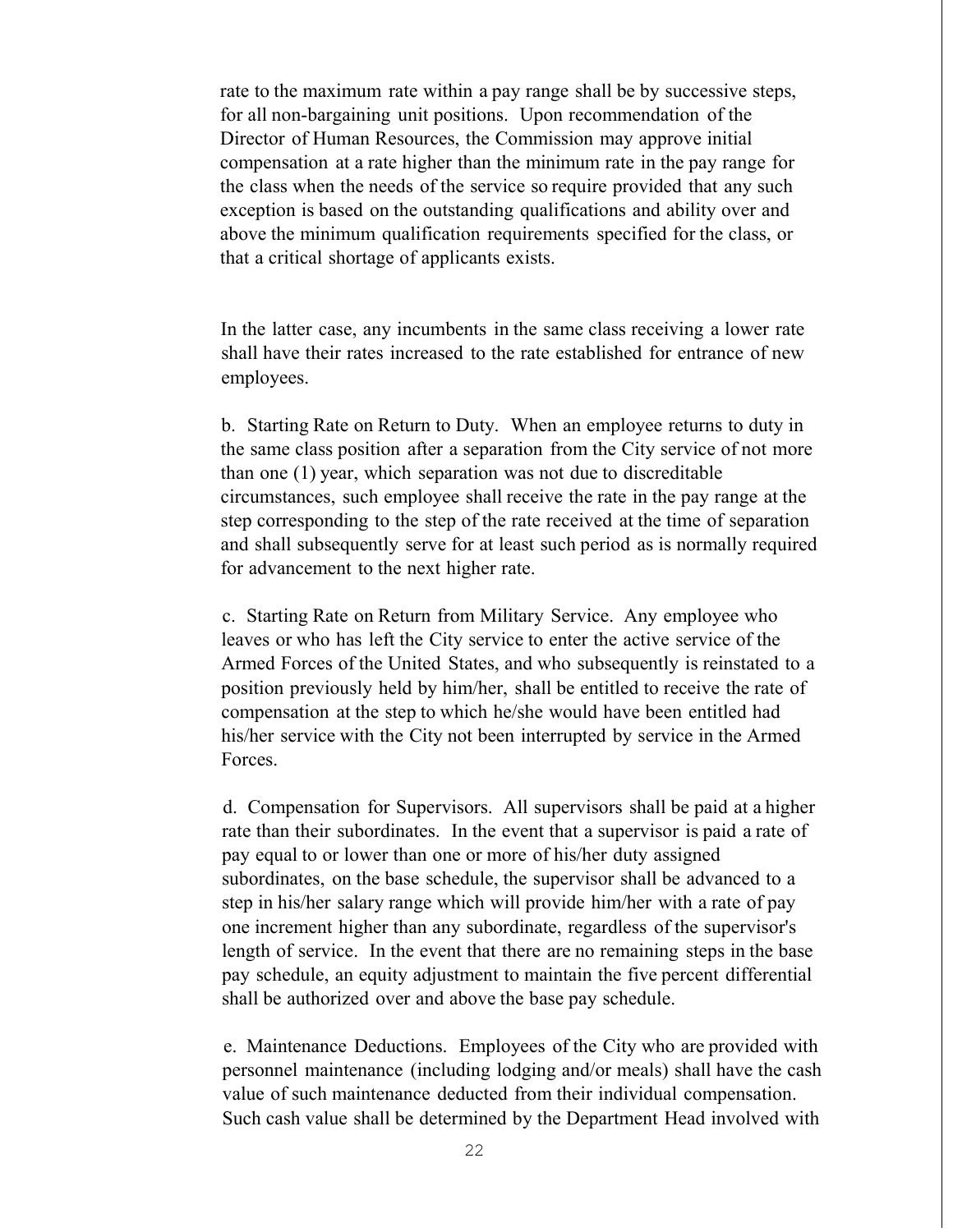rate to the maximum rate within a pay range shall be by successive steps, for all non-bargaining unit positions. Upon recommendation of the Director of Human Resources, the Commission may approve initial compensation at a rate higher than the minimum rate in the pay range for the class when the needs of the service so require provided that any such exception is based on the outstanding qualifications and ability over and above the minimum qualification requirements specified for the class, or that a critical shortage of applicants exists.

In the latter case, any incumbents in the same class receiving a lower rate shall have their rates increased to the rate established for entrance of new employees.

b. Starting Rate on Return to Duty. When an employee returns to duty in the same class position after a separation from the City service of not more than one (1) year, which separation was not due to discreditable circumstances, such employee shall receive the rate in the pay range at the step corresponding to the step of the rate received at the time of separation and shall subsequently serve for at least such period as is normally required for advancement to the next higher rate.

c. Starting Rate on Return from Military Service. Any employee who leaves or who has left the City service to enter the active service of the Armed Forces of the United States, and who subsequently is reinstated to a position previously held by him/her, shall be entitled to receive the rate of compensation at the step to which he/she would have been entitled had his/her service with the City not been interrupted by service in the Armed Forces.

d. Compensation for Supervisors. All supervisors shall be paid at a higher rate than their subordinates. In the event that a supervisor is paid a rate of pay equal to or lower than one or more of his/her duty assigned subordinates, on the base schedule, the supervisor shall be advanced to a step in his/her salary range which will provide him/her with a rate of pay one increment higher than any subordinate, regardless of the supervisor's length of service. In the event that there are no remaining steps in the base pay schedule, an equity adjustment to maintain the five percent differential shall be authorized over and above the base pay schedule.

e. Maintenance Deductions. Employees of the City who are provided with personnel maintenance (including lodging and/or meals) shall have the cash value of such maintenance deducted from their individual compensation. Such cash value shall be determined by the Department Head involved with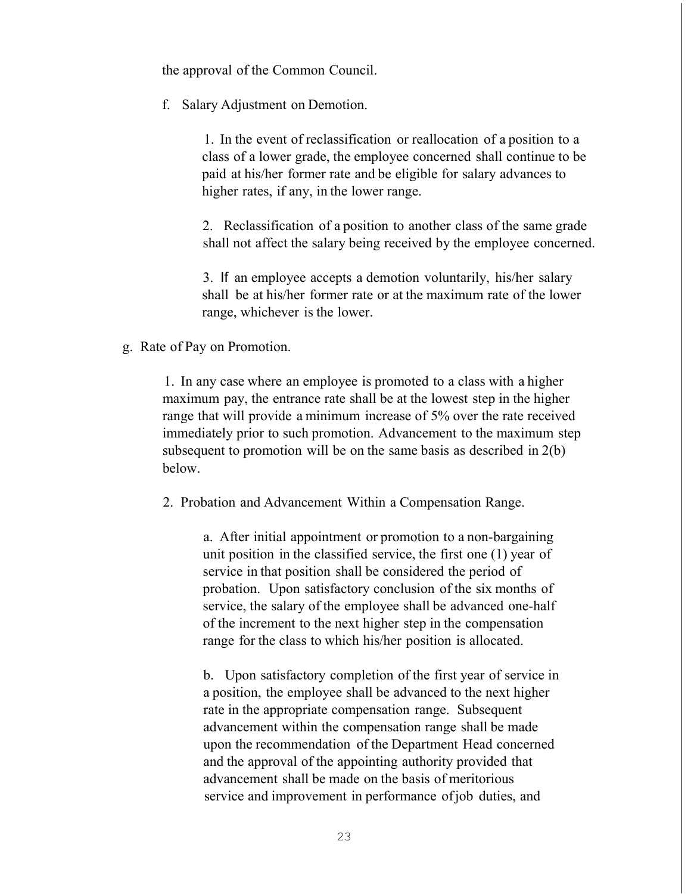the approval of the Common Council.

f. Salary Adjustment on Demotion.

1. In the event of reclassification or reallocation of a position to a class of a lower grade, the employee concerned shall continue to be paid at his/her former rate and be eligible for salary advances to higher rates, if any, in the lower range.

2. Reclassification of a position to another class of the same grade shall not affect the salary being received by the employee concerned.

3. If an employee accepts a demotion voluntarily, his/her salary shall be at his/her former rate or at the maximum rate of the lower range, whichever is the lower.

g. Rate of Pay on Promotion.

1. In any case where an employee is promoted to a class with a higher maximum pay, the entrance rate shall be at the lowest step in the higher range that will provide a minimum increase of 5% over the rate received immediately prior to such promotion. Advancement to the maximum step subsequent to promotion will be on the same basis as described in 2(b) below.

2. Probation and Advancement Within a Compensation Range.

a. After initial appointment or promotion to a non-bargaining unit position in the classified service, the first one (1) year of service in that position shall be considered the period of probation. Upon satisfactory conclusion of the six months of service, the salary of the employee shall be advanced one-half of the increment to the next higher step in the compensation range for the class to which his/her position is allocated.

b. Upon satisfactory completion of the first year of service in a position, the employee shall be advanced to the next higher rate in the appropriate compensation range. Subsequent advancement within the compensation range shall be made upon the recommendation of the Department Head concerned and the approval of the appointing authority provided that advancement shall be made on the basis of meritorious service and improvement in performance of job duties, and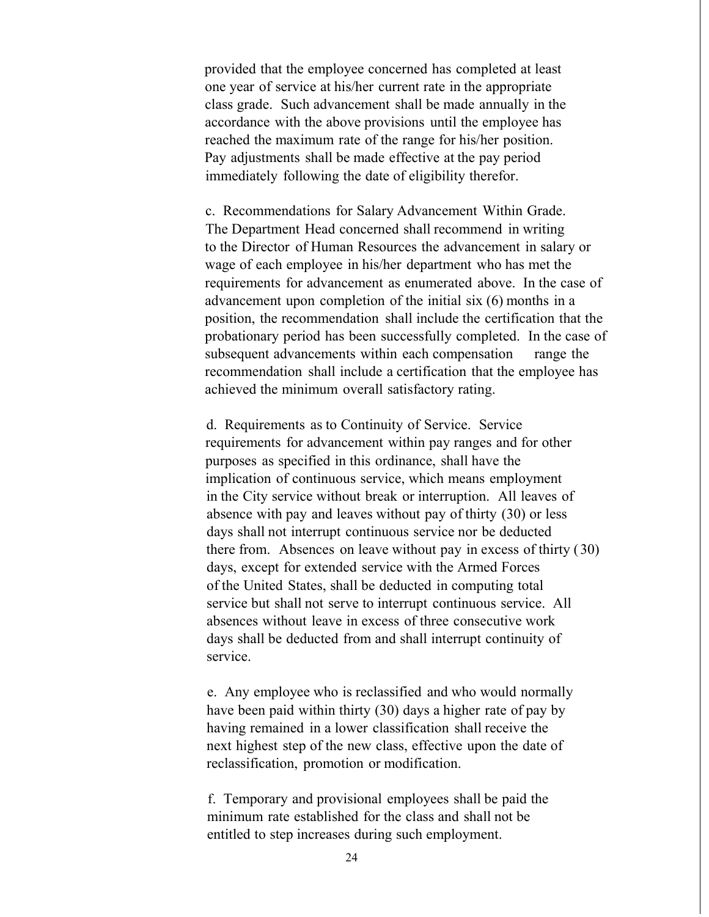provided that the employee concerned has completed at least one year of service at his/her current rate in the appropriate class grade. Such advancement shall be made annually in the accordance with the above provisions until the employee has reached the maximum rate of the range for his/her position. Pay adjustments shall be made effective at the pay period immediately following the date of eligibility therefor.

c. Recommendations for Salary Advancement Within Grade. The Department Head concerned shall recommend in writing to the Director of Human Resources the advancement in salary or wage of each employee in his/her department who has met the requirements for advancement as enumerated above. In the case of advancement upon completion of the initial six (6) months in a position, the recommendation shall include the certification that the probationary period has been successfully completed. In the case of subsequent advancements within each compensation range the recommendation shall include a certification that the employee has achieved the minimum overall satisfactory rating.

d. Requirements as to Continuity of Service. Service requirements for advancement within pay ranges and for other purposes as specified in this ordinance, shall have the implication of continuous service, which means employment in the City service without break or interruption. All leaves of absence with pay and leaves without pay of thirty (30) or less days shall not interrupt continuous service nor be deducted there from. Absences on leave without pay in excess of thirty (30) days, except for extended service with the Armed Forces of the United States, shall be deducted in computing total service but shall not serve to interrupt continuous service. All absences without leave in excess of three consecutive work days shall be deducted from and shall interrupt continuity of service.

e. Any employee who is reclassified and who would normally have been paid within thirty (30) days a higher rate of pay by having remained in a lower classification shall receive the next highest step of the new class, effective upon the date of reclassification, promotion or modification.

f. Temporary and provisional employees shall be paid the minimum rate established for the class and shall not be entitled to step increases during such employment.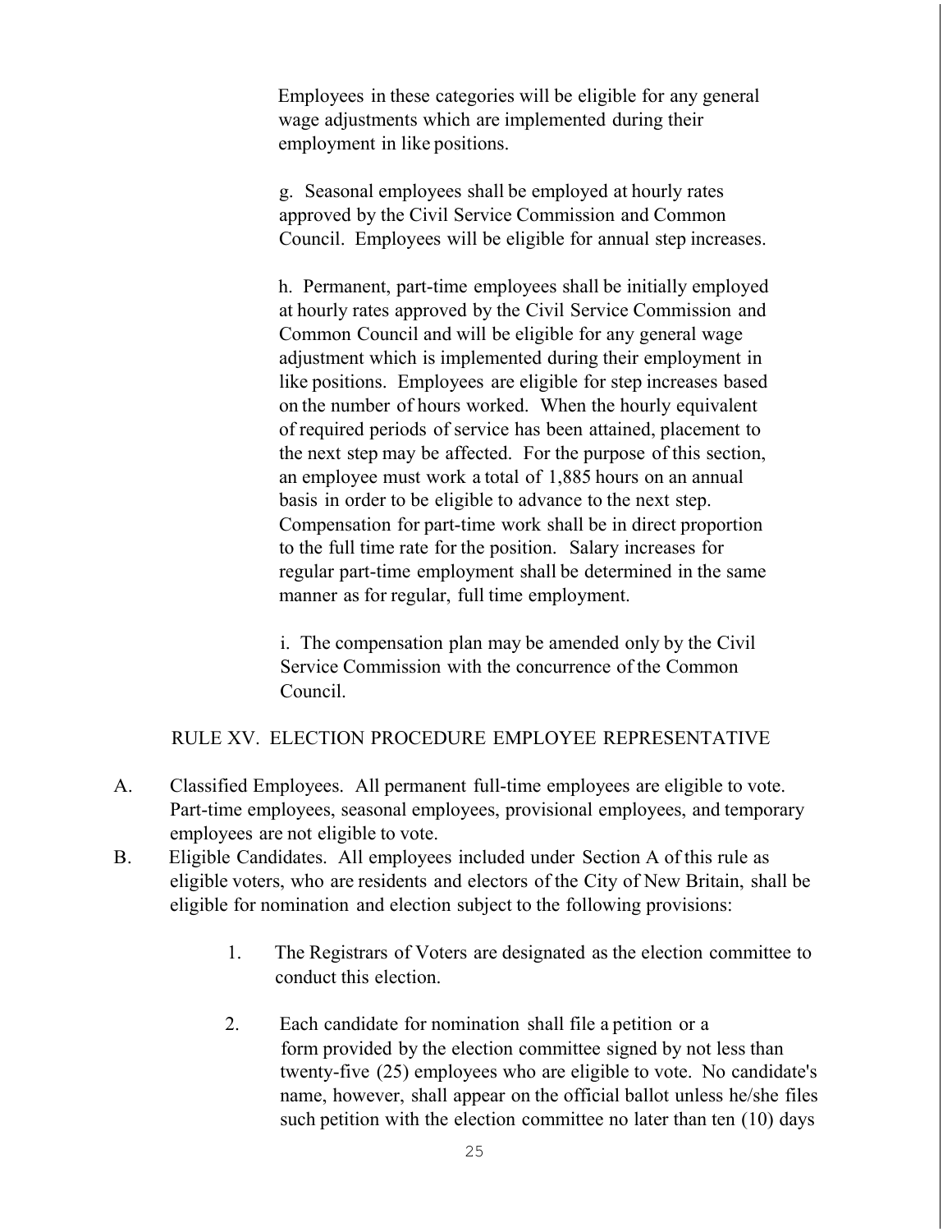Employees in these categories will be eligible for any general wage adjustments which are implemented during their employment in like positions.

g. Seasonal employees shall be employed at hourly rates approved by the Civil Service Commission and Common Council. Employees will be eligible for annual step increases.

h. Permanent, part-time employees shall be initially employed at hourly rates approved by the Civil Service Commission and Common Council and will be eligible for any general wage adjustment which is implemented during their employment in like positions. Employees are eligible for step increases based on the number of hours worked. When the hourly equivalent of required periods of service has been attained, placement to the next step may be affected. For the purpose of this section, an employee must work a total of 1,885 hours on an annual basis in order to be eligible to advance to the next step. Compensation for part-time work shall be in direct proportion to the full time rate for the position. Salary increases for regular part-time employment shall be determined in the same manner as for regular, full time employment.

i. The compensation plan may be amended only by the Civil Service Commission with the concurrence of the Common Council.

## RULE XV. ELECTION PROCEDURE EMPLOYEE REPRESENTATIVE

A. Classified Employees. All permanent full-time employees are eligible to vote. Part-time employees, seasonal employees, provisional employees, and temporary employees are not eligible to vote.

B. Eligible Candidates. All employees included under Section A of this rule as eligible voters, who are residents and electors of the City of New Britain, shall be eligible for nomination and election subject to the following provisions:

1. The Registrars of Voters are designated as the election committee to conduct this election.

2. Each candidate for nomination shall file a petition or a form provided by the election committee signed by not less than twenty-five (25) employees who are eligible to vote. No candidate's name, however, shall appear on the official ballot unless he/she files such petition with the election committee no later than ten (10) days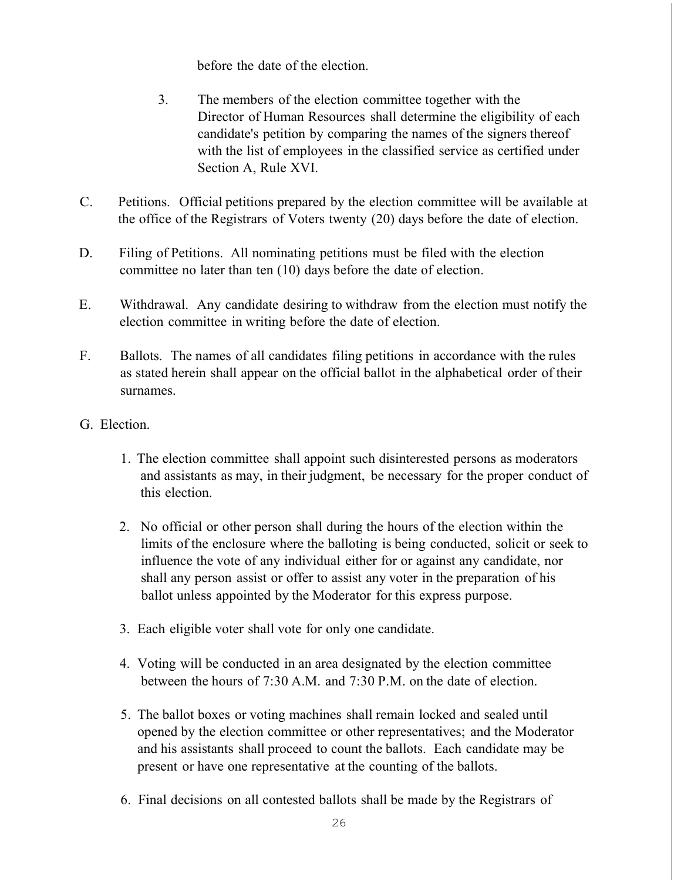before the date of the election.

3. The members of the election committee together with the Director of Human Resources shall determine the eligibility of each candidate's petition by comparing the names of the signers thereof with the list of employees in the classified service as certified under Section A, Rule XVI.

C. Petitions. Official petitions prepared by the election committee will be available at the office of the Registrars of Voters twenty (20) days before the date of election.

D. Filing of Petitions. All nominating petitions must be filed with the election committee no later than ten (10) days before the date of election.

E. Withdrawal. Any candidate desiring to withdraw from the election must notify the election committee in writing before the date of election.

F. Ballots. The names of all candidates filing petitions in accordance with the rules as stated herein shall appear on the official ballot in the alphabetical order of their surnames.

G. Election.

1. The election committee shall appoint such disinterested persons as moderators and assistants as may, in their judgment, be necessary for the proper conduct of this election.

2. No official or other person shall during the hours of the election within the limits of the enclosure where the balloting is being conducted, solicit or seek to influence the vote of any individual either for or against any candidate, nor shall any person assist or offer to assist any voter in the preparation of his ballot unless appointed by the Moderator for this express purpose.

3. Each eligible voter shall vote for only one candidate.

4. Voting will be conducted in an area designated by the election committee between the hours of 7:30 A.M. and 7:30 P.M. on the date of election.

5. The ballot boxes or voting machines shall remain locked and sealed until opened by the election committee or other representatives; and the Moderator and his assistants shall proceed to count the ballots. Each candidate may be present or have one representative at the counting of the ballots.

6. Final decisions on all contested ballots shall be made by the Registrars of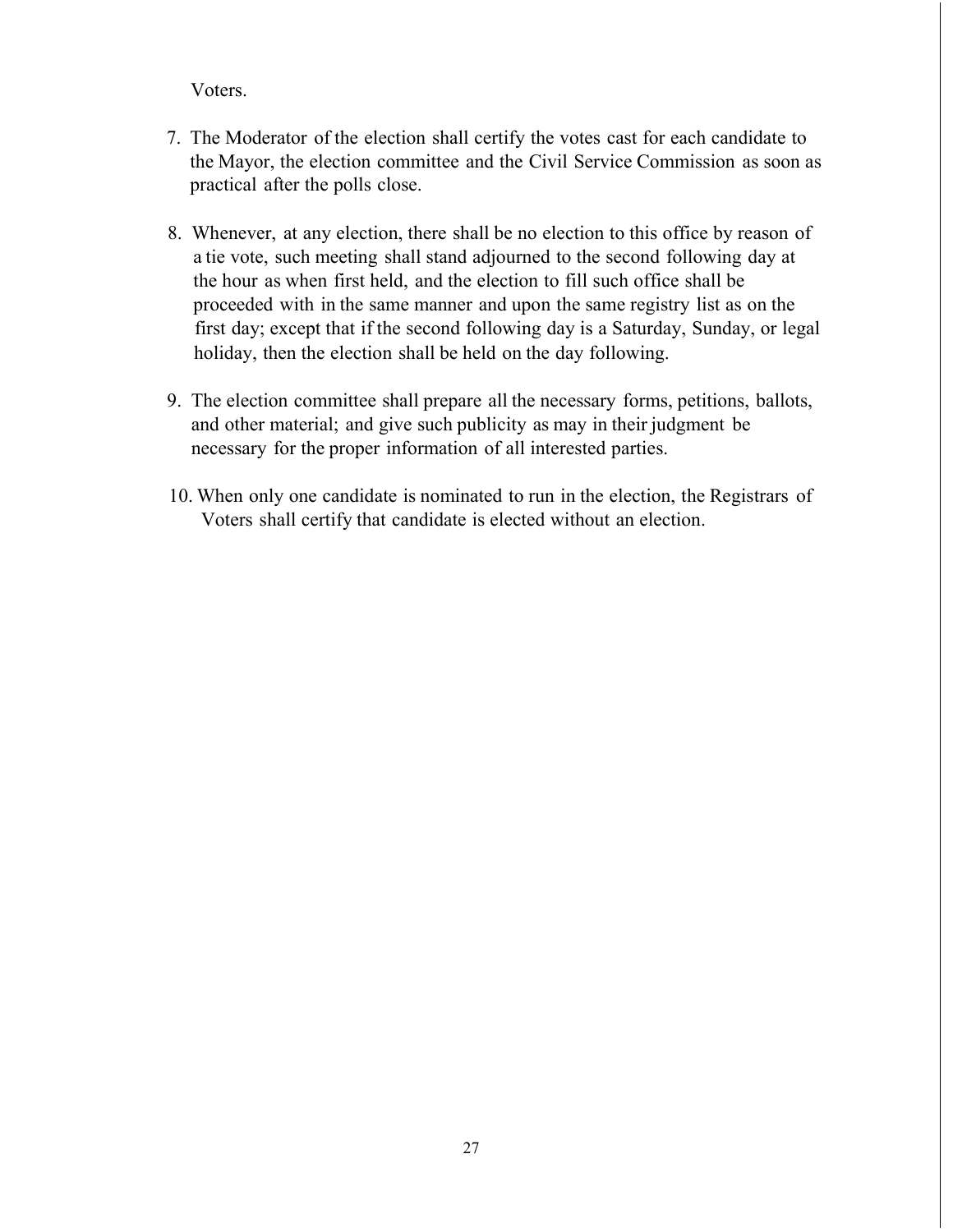Voters.

7. The Moderator of the election shall certify the votes cast for each candidate to the Mayor, the election committee and the Civil Service Commission as soon as practical after the polls close.

8. Whenever, at any election, there shall be no election to this office by reason of a tie vote, such meeting shall stand adjourned to the second following day at the hour as when first held, and the election to fill such office shall be proceeded with in the same manner and upon the same registry list as on the first day; except that if the second following day is a Saturday, Sunday, or legal holiday, then the election shall be held on the day following.

9. The election committee shall prepare all the necessary forms, petitions, ballots, and other material; and give such publicity as may in their judgment be necessary for the proper information of all interested parties.

10. When only one candidate is nominated to run in the election, the Registrars of Voters shall certify that candidate is elected without an election.